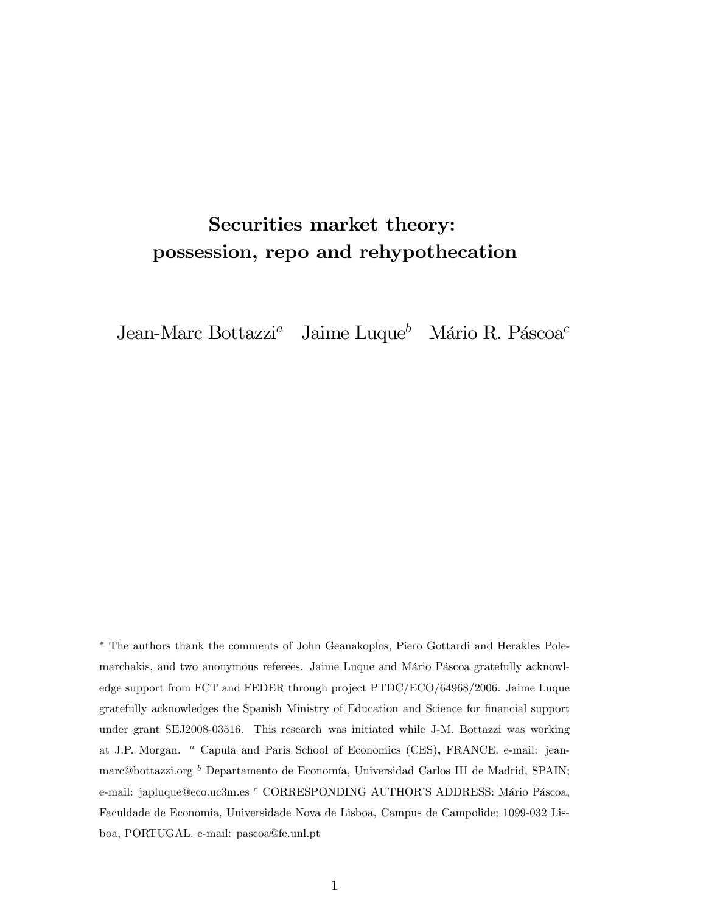# Securities market theory: possession, repo and rehypothecation

Jean-Marc Bottazzi[a]    Jaime Luque[b]    Mário R. Páscoa[c]

[*] The authors thank the comments of John Geanakoplos, Piero Gottardi and Herakles Polemarchakis, and two anonymous referees. Jaime Luque and Mário Páscoa gratefully acknowledge support from FCT and FEDER through project PTDC/ECO/64968/2006. Jaime Luque gratefully acknowledges the Spanish Ministry of Education and Science for financial support under grant SEJ2008-03516. This research was initiated while J-M. Bottazzi was working at J.P. Morgan. [a] Capula and Paris School of Economics (CES), FRANCE. e-mail: jean-marc@bottazzi.org [b] Departamento de Economía, Universidad Carlos III de Madrid, SPAIN; e-mail: japluque@eco.uc3m.es [c] CORRESPONDING AUTHOR'S ADDRESS: Mário Páscoa, Faculdade de Economia, Universidade Nova de Lisboa, Campus de Campolide; 1099-032 Lisboa, PORTUGAL. e-mail: pascoa@fe.unl.pt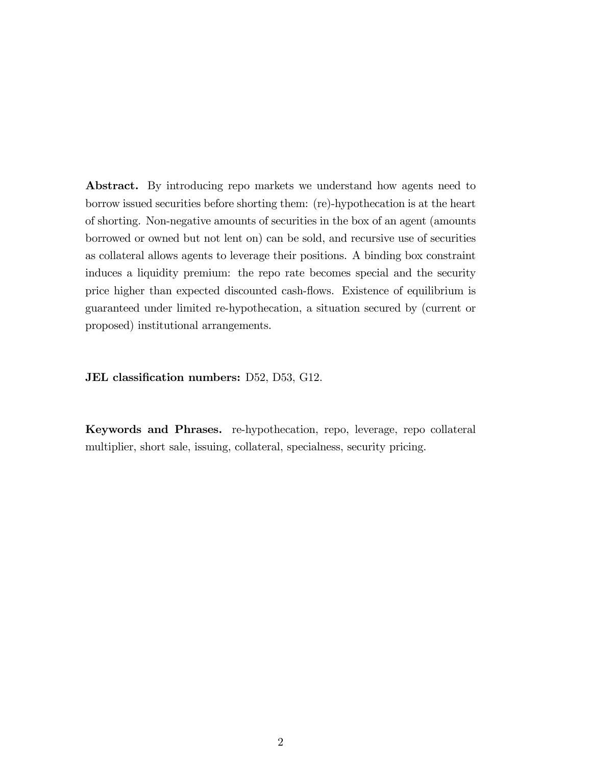**Abstract.** By introducing repo markets we understand how agents need to borrow issued securities before shorting them: (re)-hypothecation is at the heart of shorting. Non-negative amounts of securities in the box of an agent (amounts borrowed or owned but not lent on) can be sold, and recursive use of securities as collateral allows agents to leverage their positions. A binding box constraint induces a liquidity premium: the repo rate becomes special and the security price higher than expected discounted cash-flows. Existence of equilibrium is guaranteed under limited re-hypothecation, a situation secured by (current or proposed) institutional arrangements.

**JEL classification numbers:** D52, D53, G12.

**Keywords and Phrases.** re-hypothecation, repo, leverage, repo collateral multiplier, short sale, issuing, collateral, specialness, security pricing.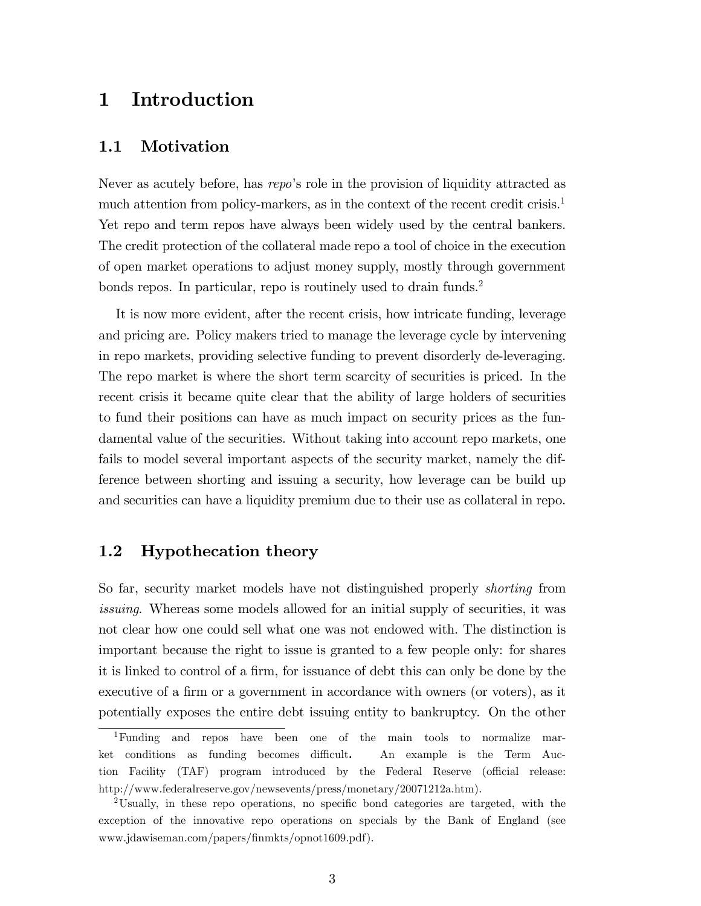# 1 Introduction

## 1.1 Motivation

Never as acutely before, has *repo*'s role in the provision of liquidity attracted as much attention from policy-markers, as in the context of the recent credit crisis.[1] Yet repo and term repos have always been widely used by the central bankers. The credit protection of the collateral made repo a tool of choice in the execution of open market operations to adjust money supply, mostly through government bonds repos. In particular, repo is routinely used to drain funds.[2]

It is now more evident, after the recent crisis, how intricate funding, leverage and pricing are. Policy makers tried to manage the leverage cycle by intervening in repo markets, providing selective funding to prevent disorderly de-leveraging. The repo market is where the short term scarcity of securities is priced. In the recent crisis it became quite clear that the ability of large holders of securities to fund their positions can have as much impact on security prices as the fundamental value of the securities. Without taking into account repo markets, one fails to model several important aspects of the security market, namely the difference between shorting and issuing a security, how leverage can be build up and securities can have a liquidity premium due to their use as collateral in repo.

## 1.2 Hypothecation theory

So far, security market models have not distinguished properly *shorting* from *issuing*. Whereas some models allowed for an initial supply of securities, it was not clear how one could sell what one was not endowed with. The distinction is important because the right to issue is granted to a few people only: for shares it is linked to control of a firm, for issuance of debt this can only be done by the executive of a firm or a government in accordance with owners (or voters), as it potentially exposes the entire debt issuing entity to bankruptcy. On the other

[1] Funding and repos have been one of the main tools to normalize market conditions as funding becomes difficult. An example is the Term Auction Facility (TAF) program introduced by the Federal Reserve (official release: http://www.federalreserve.gov/newsevents/press/monetary/20071212a.htm).

[2] Usually, in these repo operations, no specific bond categories are targeted, with the exception of the innovative repo operations on specials by the Bank of England (see www.jdawiseman.com/papers/finmkts/opnot1609.pdf).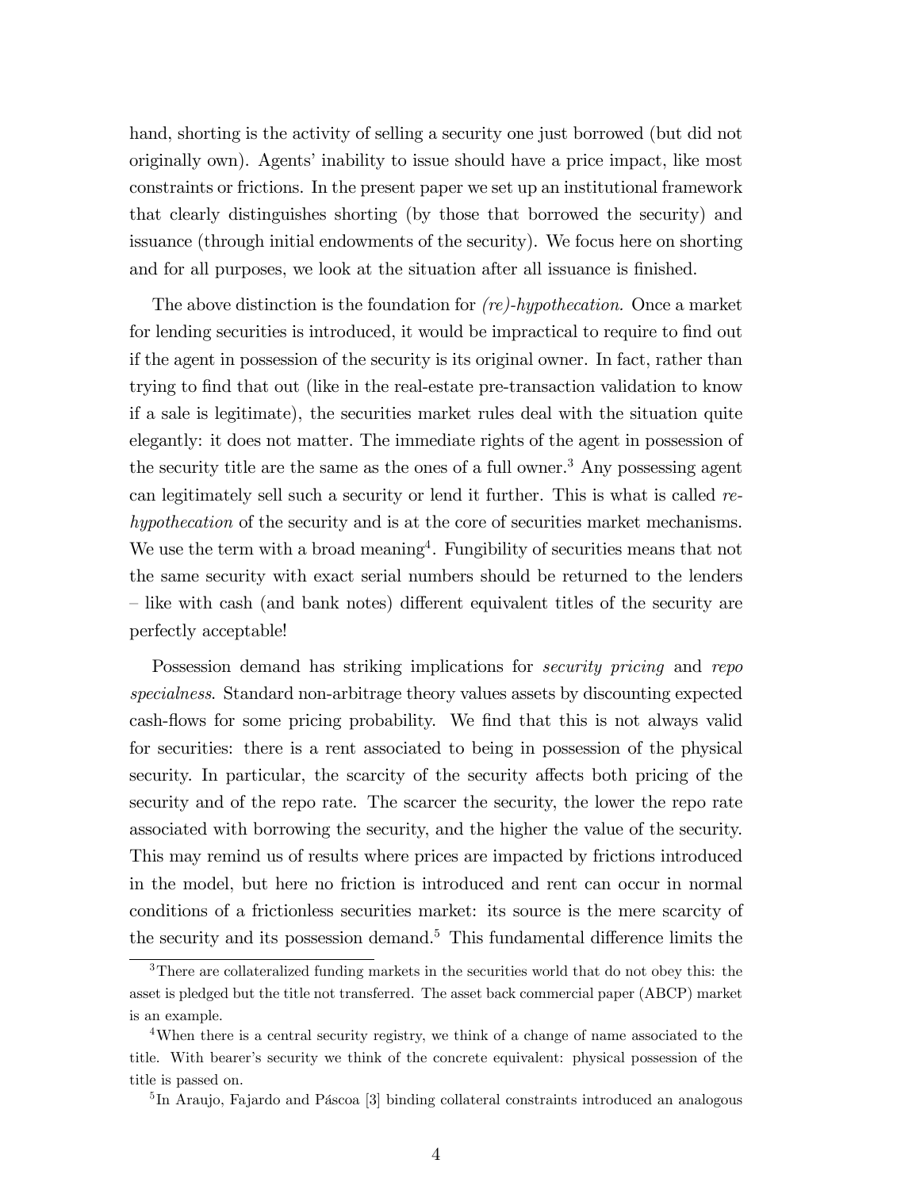hand, shorting is the activity of selling a security one just borrowed (but did not originally own). Agents' inability to issue should have a price impact, like most constraints or frictions. In the present paper we set up an institutional framework that clearly distinguishes shorting (by those that borrowed the security) and issuance (through initial endowments of the security). We focus here on shorting and for all purposes, we look at the situation after all issuance is finished.

The above distinction is the foundation for *(re)-hypothecation.* Once a market for lending securities is introduced, it would be impractical to require to find out if the agent in possession of the security is its original owner. In fact, rather than trying to find that out (like in the real-estate pre-transaction validation to know if a sale is legitimate), the securities market rules deal with the situation quite elegantly: it does not matter. The immediate rights of the agent in possession of the security title are the same as the ones of a full owner.[3] Any possessing agent can legitimately sell such a security or lend it further. This is what is called *re-hypothecation* of the security and is at the core of securities market mechanisms. We use the term with a broad meaning[4]. Fungibility of securities means that not the same security with exact serial numbers should be returned to the lenders – like with cash (and bank notes) different equivalent titles of the security are perfectly acceptable!

Possession demand has striking implications for *security pricing* and *repo specialness*. Standard non-arbitrage theory values assets by discounting expected cash-flows for some pricing probability. We find that this is not always valid for securities: there is a rent associated to being in possession of the physical security. In particular, the scarcity of the security affects both pricing of the security and of the repo rate. The scarcer the security, the lower the repo rate associated with borrowing the security, and the higher the value of the security. This may remind us of results where prices are impacted by frictions introduced in the model, but here no friction is introduced and rent can occur in normal conditions of a frictionless securities market: its source is the mere scarcity of the security and its possession demand.[5] This fundamental difference limits the

---

[3] There are collateralized funding markets in the securities world that do not obey this: the asset is pledged but the title not transferred. The asset back commercial paper (ABCP) market is an example.

[4] When there is a central security registry, we think of a change of name associated to the title. With bearer's security we think of the concrete equivalent: physical possession of the title is passed on.

[5] In Araujo, Fajardo and Páscoa [3] binding collateral constraints introduced an analogous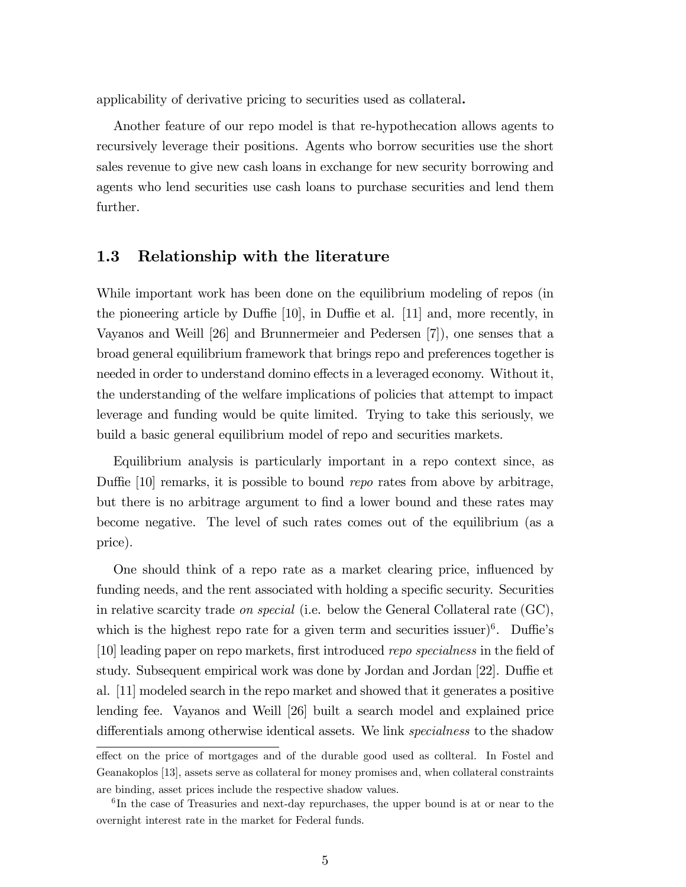applicability of derivative pricing to securities used as collateral**.**

Another feature of our repo model is that re-hypothecation allows agents to recursively leverage their positions. Agents who borrow securities use the short sales revenue to give new cash loans in exchange for new security borrowing and agents who lend securities use cash loans to purchase securities and lend them further.

### 1.3 Relationship with the literature

While important work has been done on the equilibrium modeling of repos (in the pioneering article by Duffie [10], in Duffie et al. [11] and, more recently, in Vayanos and Weill [26] and Brunnermeier and Pedersen [7]), one senses that a broad general equilibrium framework that brings repo and preferences together is needed in order to understand domino effects in a leveraged economy. Without it, the understanding of the welfare implications of policies that attempt to impact leverage and funding would be quite limited. Trying to take this seriously, we build a basic general equilibrium model of repo and securities markets.

Equilibrium analysis is particularly important in a repo context since, as Duffie [10] remarks, it is possible to bound *repo* rates from above by arbitrage, but there is no arbitrage argument to find a lower bound and these rates may become negative. The level of such rates comes out of the equilibrium (as a price).

One should think of a repo rate as a market clearing price, influenced by funding needs, and the rent associated with holding a specific security. Securities in relative scarcity trade *on special* (i.e. below the General Collateral rate (GC), which is the highest repo rate for a given term and securities issuer)[6]. Duffie's [10] leading paper on repo markets, first introduced *repo specialness* in the field of study. Subsequent empirical work was done by Jordan and Jordan [22]. Duffie et al. [11] modeled search in the repo market and showed that it generates a positive lending fee. Vayanos and Weill [26] built a search model and explained price differentials among otherwise identical assets. We link *specialness* to the shadow

effect on the price of mortgages and of the durable good used as collteral. In Fostel and Geanakoplos [13], assets serve as collateral for money promises and, when collateral constraints are binding, asset prices include the respective shadow values.

[6] In the case of Treasuries and next-day repurchases, the upper bound is at or near to the overnight interest rate in the market for Federal funds.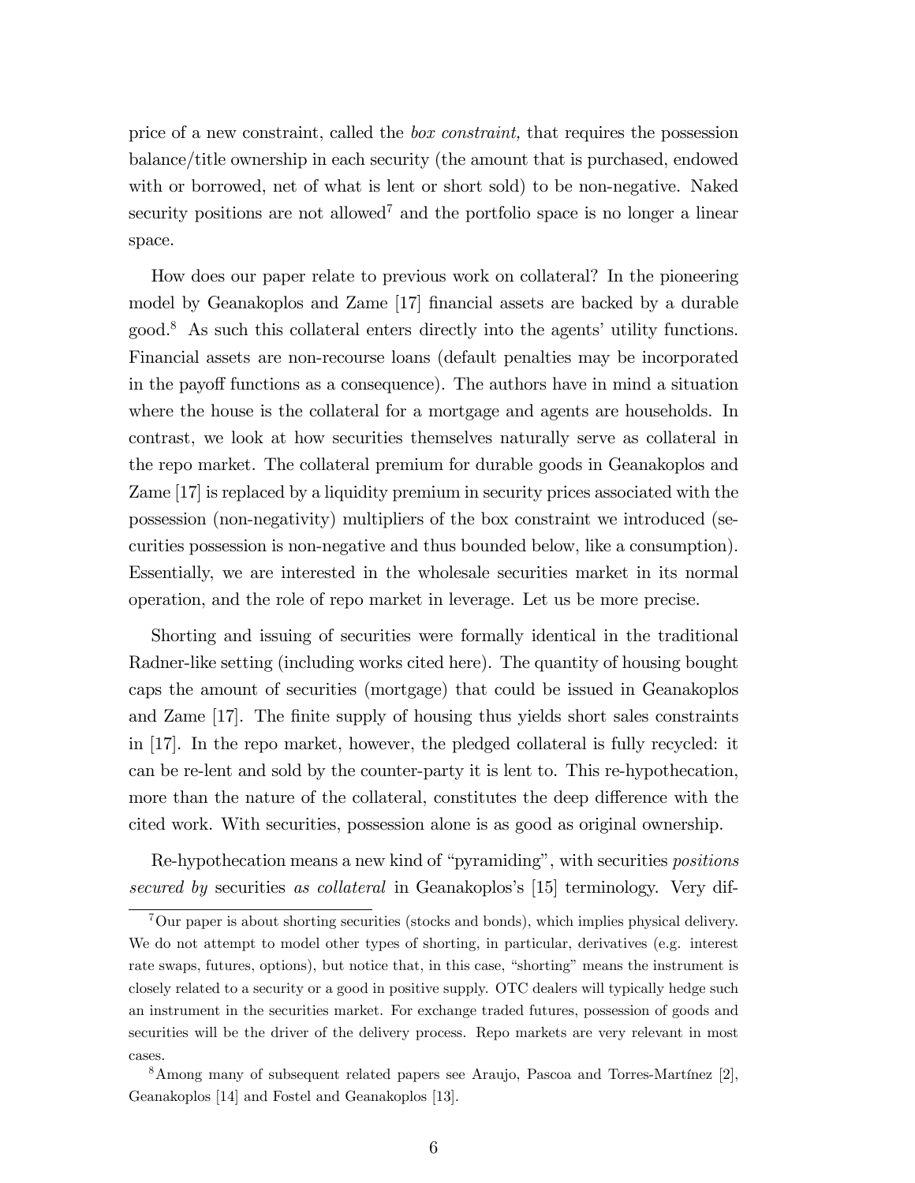price of a new constraint, called the *box constraint,* that requires the possession balance/title ownership in each security (the amount that is purchased, endowed with or borrowed, net of what is lent or short sold) to be non-negative. Naked security positions are not allowed[7] and the portfolio space is no longer a linear space.

How does our paper relate to previous work on collateral? In the pioneering model by Geanakoplos and Zame [17] financial assets are backed by a durable good.[8] As such this collateral enters directly into the agents' utility functions. Financial assets are non-recourse loans (default penalties may be incorporated in the payoff functions as a consequence). The authors have in mind a situation where the house is the collateral for a mortgage and agents are households. In contrast, we look at how securities themselves naturally serve as collateral in the repo market. The collateral premium for durable goods in Geanakoplos and Zame [17] is replaced by a liquidity premium in security prices associated with the possession (non-negativity) multipliers of the box constraint we introduced (securities possession is non-negative and thus bounded below, like a consumption). Essentially, we are interested in the wholesale securities market in its normal operation, and the role of repo market in leverage. Let us be more precise.

Shorting and issuing of securities were formally identical in the traditional Radner-like setting (including works cited here). The quantity of housing bought caps the amount of securities (mortgage) that could be issued in Geanakoplos and Zame [17]. The finite supply of housing thus yields short sales constraints in [17]. In the repo market, however, the pledged collateral is fully recycled: it can be re-lent and sold by the counter-party it is lent to. This re-hypothecation, more than the nature of the collateral, constitutes the deep difference with the cited work. With securities, possession alone is as good as original ownership.

Re-hypothecation means a new kind of "pyramiding", with securities *positions secured by* securities *as collateral* in Geanakoplos's [15] terminology. Very dif-

---

[7] Our paper is about shorting securities (stocks and bonds), which implies physical delivery. We do not attempt to model other types of shorting, in particular, derivatives (e.g. interest rate swaps, futures, options), but notice that, in this case, "shorting" means the instrument is closely related to a security or a good in positive supply. OTC dealers will typically hedge such an instrument in the securities market. For exchange traded futures, possession of goods and securities will be the driver of the delivery process. Repo markets are very relevant in most cases.

[8] Among many of subsequent related papers see Araujo, Pascoa and Torres-Martínez [2], Geanakoplos [14] and Fostel and Geanakoplos [13].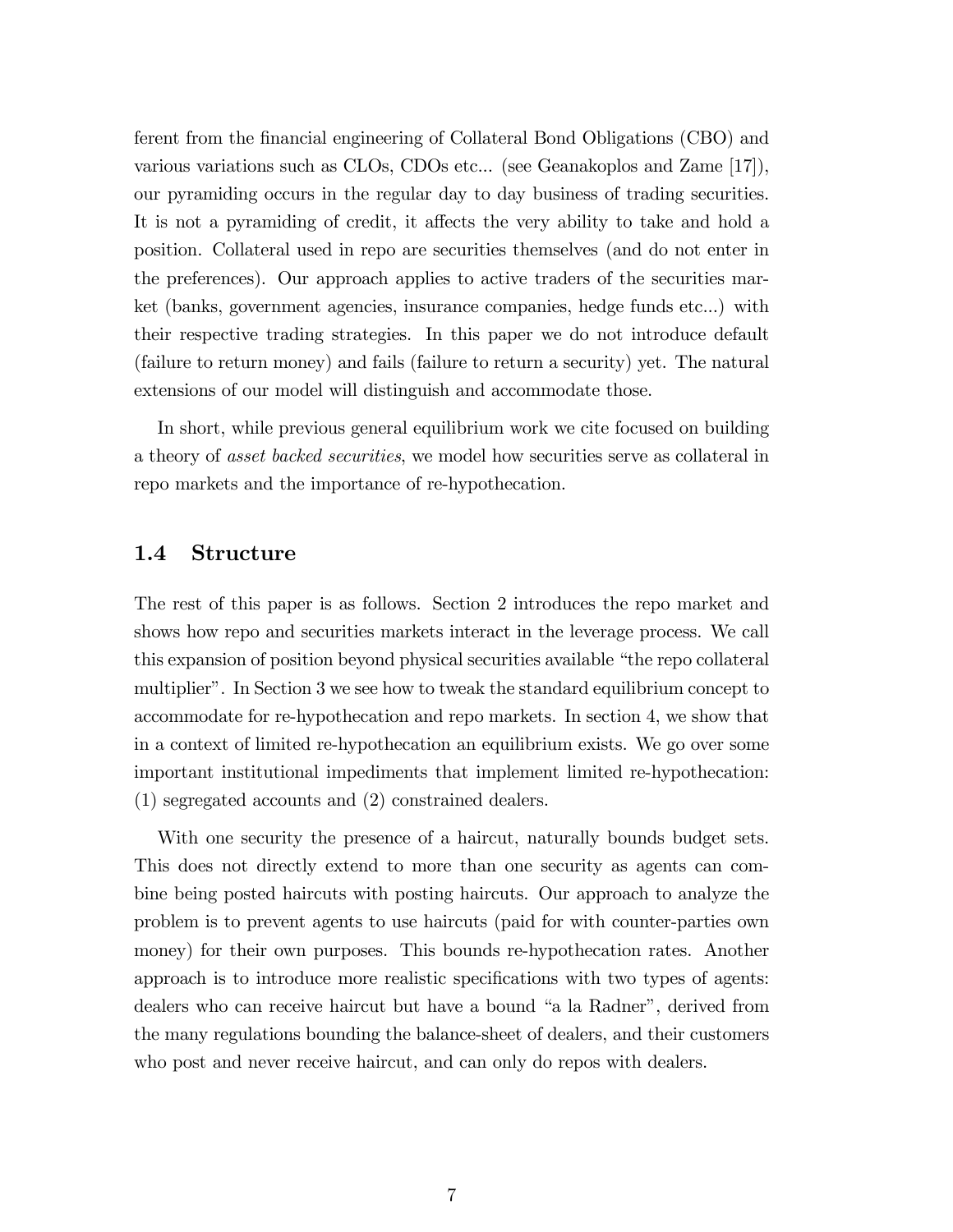ferent from the financial engineering of Collateral Bond Obligations (CBO) and various variations such as CLOs, CDOs etc... (see Geanakoplos and Zame [17]), our pyramiding occurs in the regular day to day business of trading securities. It is not a pyramiding of credit, it affects the very ability to take and hold a position. Collateral used in repo are securities themselves (and do not enter in the preferences). Our approach applies to active traders of the securities market (banks, government agencies, insurance companies, hedge funds etc...) with their respective trading strategies. In this paper we do not introduce default (failure to return money) and fails (failure to return a security) yet. The natural extensions of our model will distinguish and accommodate those.

In short, while previous general equilibrium work we cite focused on building a theory of *asset backed securities*, we model how securities serve as collateral in repo markets and the importance of re-hypothecation.

### 1.4 Structure

The rest of this paper is as follows. Section 2 introduces the repo market and shows how repo and securities markets interact in the leverage process. We call this expansion of position beyond physical securities available "the repo collateral multiplier". In Section 3 we see how to tweak the standard equilibrium concept to accommodate for re-hypothecation and repo markets. In section 4, we show that in a context of limited re-hypothecation an equilibrium exists. We go over some important institutional impediments that implement limited re-hypothecation: (1) segregated accounts and (2) constrained dealers.

With one security the presence of a haircut, naturally bounds budget sets. This does not directly extend to more than one security as agents can combine being posted haircuts with posting haircuts. Our approach to analyze the problem is to prevent agents to use haircuts (paid for with counter-parties own money) for their own purposes. This bounds re-hypothecation rates. Another approach is to introduce more realistic specifications with two types of agents: dealers who can receive haircut but have a bound "a la Radner", derived from the many regulations bounding the balance-sheet of dealers, and their customers who post and never receive haircut, and can only do repos with dealers.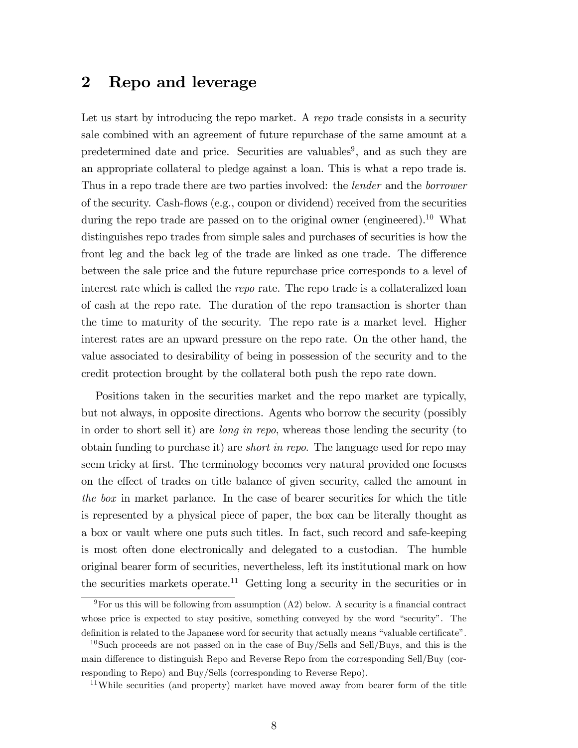## 2 Repo and leverage

Let us start by introducing the repo market. A *repo* trade consists in a security sale combined with an agreement of future repurchase of the same amount at a predetermined date and price. Securities are valuables[9], and as such they are an appropriate collateral to pledge against a loan. This is what a repo trade is. Thus in a repo trade there are two parties involved: the *lender* and the *borrower* of the security. Cash-flows (e.g., coupon or dividend) received from the securities during the repo trade are passed on to the original owner (engineered).[10] What distinguishes repo trades from simple sales and purchases of securities is how the front leg and the back leg of the trade are linked as one trade. The difference between the sale price and the future repurchase price corresponds to a level of interest rate which is called the *repo* rate. The repo trade is a collateralized loan of cash at the repo rate. The duration of the repo transaction is shorter than the time to maturity of the security. The repo rate is a market level. Higher interest rates are an upward pressure on the repo rate. On the other hand, the value associated to desirability of being in possession of the security and to the credit protection brought by the collateral both push the repo rate down.

Positions taken in the securities market and the repo market are typically, but not always, in opposite directions. Agents who borrow the security (possibly in order to short sell it) are *long in repo*, whereas those lending the security (to obtain funding to purchase it) are *short in repo*. The language used for repo may seem tricky at first. The terminology becomes very natural provided one focuses on the effect of trades on title balance of given security, called the amount in *the box* in market parlance. In the case of bearer securities for which the title is represented by a physical piece of paper, the box can be literally thought as a box or vault where one puts such titles. In fact, such record and safe-keeping is most often done electronically and delegated to a custodian. The humble original bearer form of securities, nevertheless, left its institutional mark on how the securities markets operate.[11] Getting long a security in the securities or in

[9] For us this will be following from assumption (A2) below. A security is a financial contract whose price is expected to stay positive, something conveyed by the word "security". The definition is related to the Japanese word for security that actually means "valuable certificate".

[10] Such proceeds are not passed on in the case of Buy/Sells and Sell/Buys, and this is the main difference to distinguish Repo and Reverse Repo from the corresponding Sell/Buy (corresponding to Repo) and Buy/Sells (corresponding to Reverse Repo).

[11] While securities (and property) market have moved away from bearer form of the title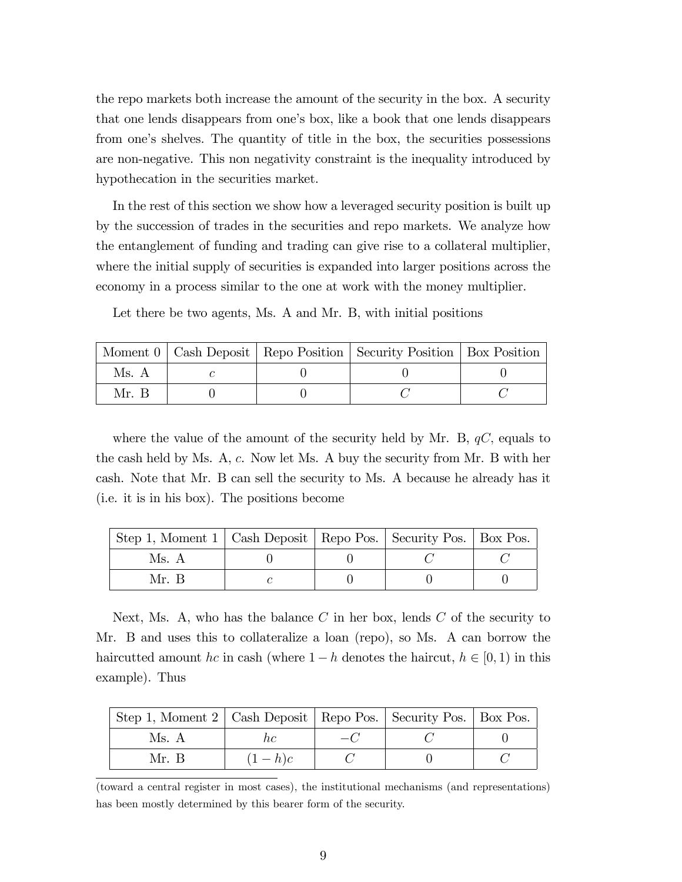the repo markets both increase the amount of the security in the box. A security that one lends disappears from one's box, like a book that one lends disappears from one's shelves. The quantity of title in the box, the securities possessions are non-negative. This non negativity constraint is the inequality introduced by hypothecation in the securities market.

In the rest of this section we show how a leveraged security position is built up by the succession of trades in the securities and repo markets. We analyze how the entanglement of funding and trading can give rise to a collateral multiplier, where the initial supply of securities is expanded into larger positions across the economy in a process similar to the one at work with the money multiplier.

Let there be two agents, Ms. A and Mr. B, with initial positions

| Moment 0 | Cash Deposit | Repo Position | Security Position | Box Position |
|---|---|---|---|---|
| Ms. A | $c$ | 0 | 0 | 0 |
| Mr. B | 0 | 0 | $C$ | $C$ |

where the value of the amount of the security held by Mr. B, $qC$, equals to the cash held by Ms. A, $c$. Now let Ms. A buy the security from Mr. B with her cash. Note that Mr. B can sell the security to Ms. A because he already has it (i.e. it is in his box). The positions become

| Step 1, Moment 1 | Cash Deposit | Repo Pos. | Security Pos. | Box Pos. |
|---|---|---|---|---|
| Ms. A | 0 | 0 | $C$ | $C$ |
| Mr. B | $c$ | 0 | 0 | 0 |

Next, Ms. A, who has the balance $C$ in her box, lends $C$ of the security to Mr. B and uses this to collateralize a loan (repo), so Ms. A can borrow the haircutted amount $hc$ in cash (where $1-h$ denotes the haircut, $h \in [0,1)$ in this example). Thus

| Step 1, Moment 2 | Cash Deposit | Repo Pos. | Security Pos. | Box Pos. |
|---|---|---|---|---|
| Ms. A | $hc$ | $-C$ | $C$ | 0 |
| Mr. B | $(1-h)c$ | $C$ | 0 | $C$ |

(toward a central register in most cases), the institutional mechanisms (and representations) has been mostly determined by this bearer form of the security.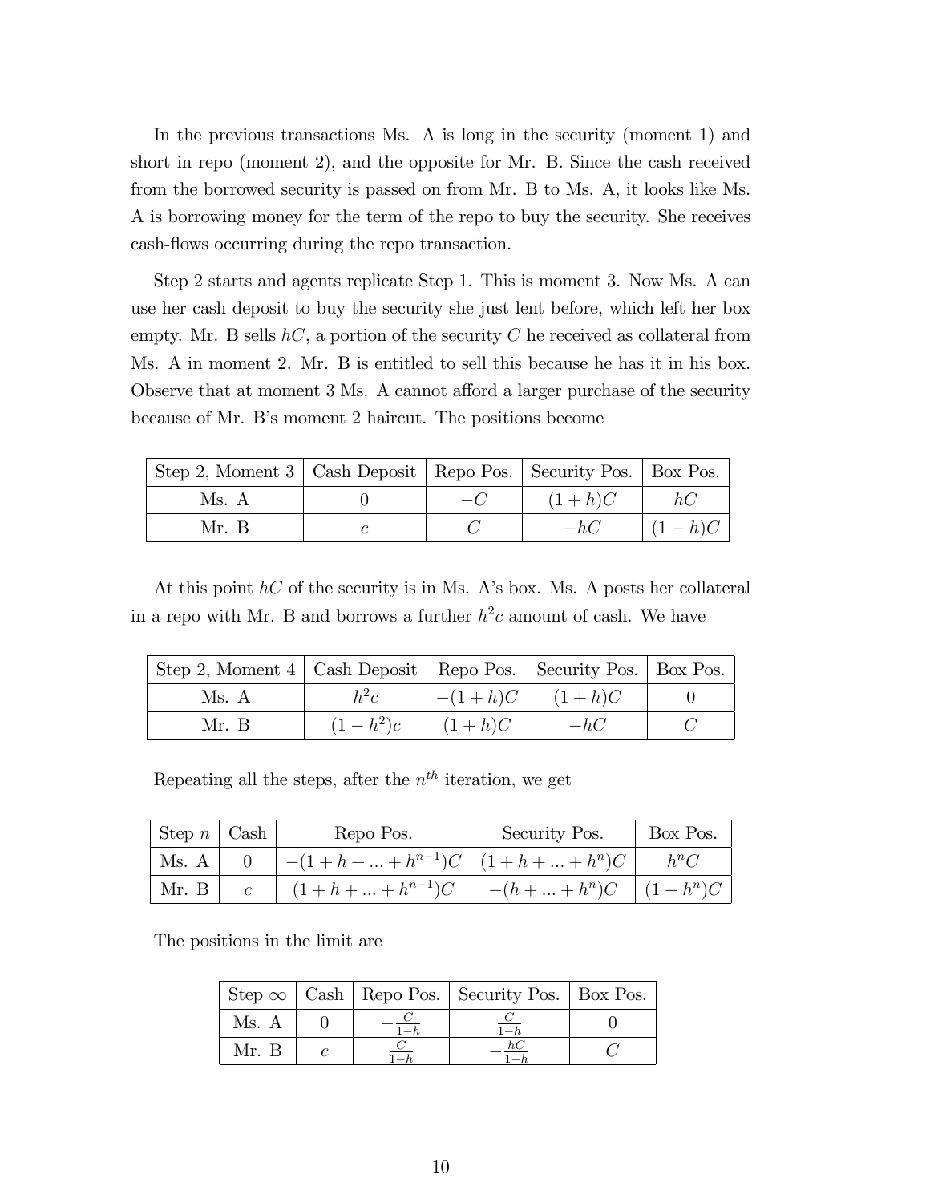In the previous transactions Ms. A is long in the security (moment 1) and short in repo (moment 2), and the opposite for Mr. B. Since the cash received from the borrowed security is passed on from Mr. B to Ms. A, it looks like Ms. A is borrowing money for the term of the repo to buy the security. She receives cash-flows occurring during the repo transaction.

Step 2 starts and agents replicate Step 1. This is moment 3. Now Ms. A can use her cash deposit to buy the security she just lent before, which left her box empty. Mr. B sells $hC$, a portion of the security $C$ he received as collateral from Ms. A in moment 2. Mr. B is entitled to sell this because he has it in his box. Observe that at moment 3 Ms. A cannot afford a larger purchase of the security because of Mr. B's moment 2 haircut. The positions become

| Step 2, Moment 3 | Cash Deposit | Repo Pos. | Security Pos. | Box Pos. |
|---|---|---|---|---|
| Ms. A | $0$ | $-C$ | $(1+h)C$ | $hC$ |
| Mr. B | $c$ | $C$ | $-hC$ | $(1-h)C$ |

At this point $hC$ of the security is in Ms. A's box. Ms. A posts her collateral in a repo with Mr. B and borrows a further $h^2c$ amount of cash. We have

| Step 2, Moment 4 | Cash Deposit | Repo Pos. | Security Pos. | Box Pos. |
|---|---|---|---|---|
| Ms. A | $h^2c$ | $-(1+h)C$ | $(1+h)C$ | $0$ |
| Mr. B | $(1-h^2)c$ | $(1+h)C$ | $-hC$ | $C$ |

Repeating all the steps, after the $n^{th}$ iteration, we get

| Step $n$ | Cash | Repo Pos. | Security Pos. | Box Pos. |
|---|---|---|---|---|
| Ms. A | $0$ | $-(1+h+...+h^{n-1})C$ | $(1+h+...+h^n)C$ | $h^nC$ |
| Mr. B | $c$ | $(1+h+...+h^{n-1})C$ | $-(h+...+h^n)C$ | $(1-h^n)C$ |

The positions in the limit are

| Step $\infty$ | Cash | Repo Pos. | Security Pos. | Box Pos. |
|---|---|---|---|---|
| Ms. A | $0$ | $-\frac{C}{1-h}$ | $\frac{C}{1-h}$ | $0$ |
| Mr. B | $c$ | $\frac{C}{1-h}$ | $-\frac{hC}{1-h}$ | $C$ |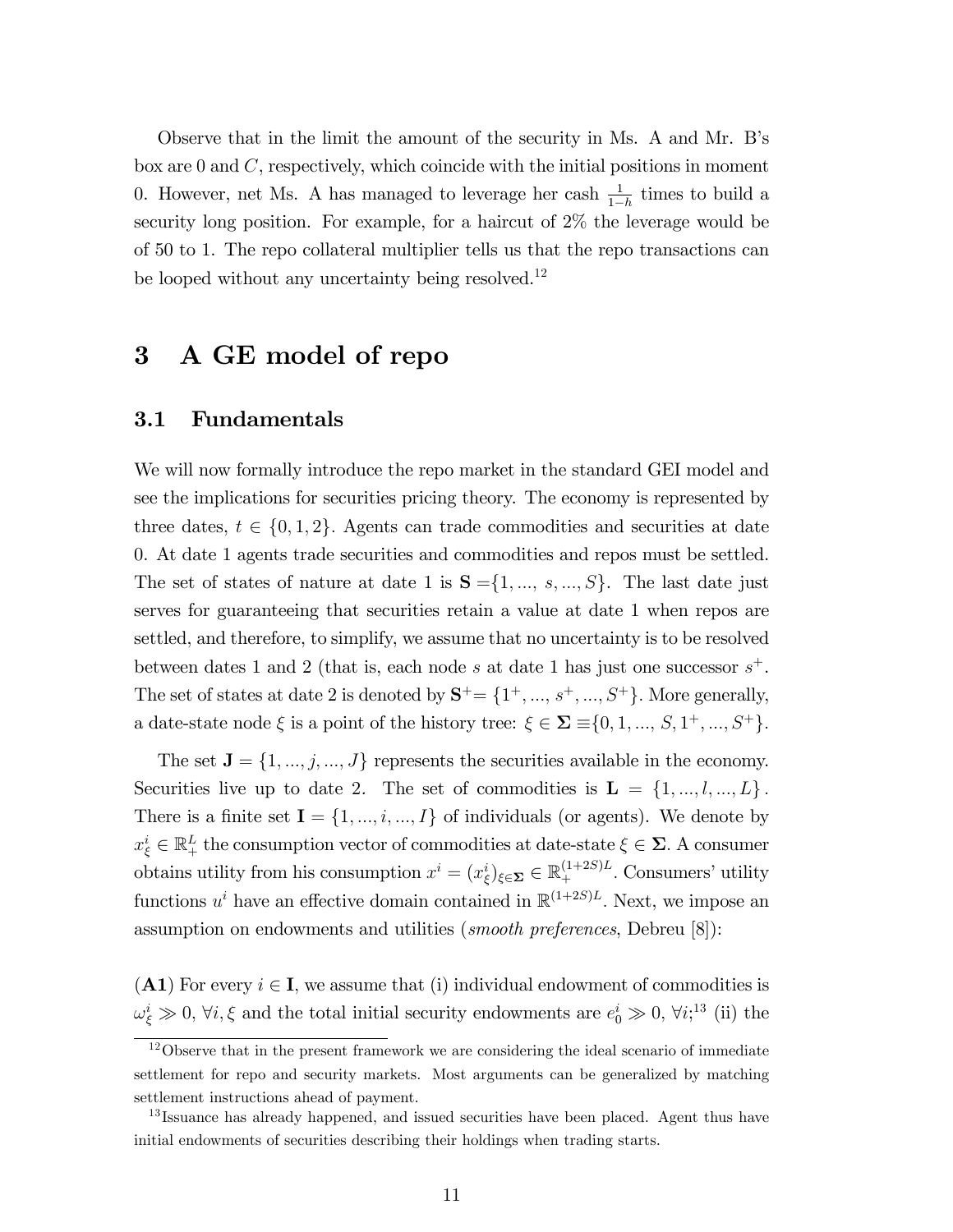Observe that in the limit the amount of the security in Ms. A and Mr. B's box are 0 and $C$, respectively, which coincide with the initial positions in moment 0. However, net Ms. A has managed to leverage her cash $\frac{1}{1-h}$ times to build a security long position. For example, for a haircut of 2% the leverage would be of 50 to 1. The repo collateral multiplier tells us that the repo transactions can be looped without any uncertainty being resolved.[12]

# 3 A GE model of repo

## 3.1 Fundamentals

We will now formally introduce the repo market in the standard GEI model and see the implications for securities pricing theory. The economy is represented by three dates, $t \in \{0, 1, 2\}$. Agents can trade commodities and securities at date 0. At date 1 agents trade securities and commodities and repos must be settled. The set of states of nature at date 1 is $\mathbf{S} = \{1, ..., s, ..., S\}$. The last date just serves for guaranteeing that securities retain a value at date 1 when repos are settled, and therefore, to simplify, we assume that no uncertainty is to be resolved between dates 1 and 2 (that is, each node $s$ at date 1 has just one successor $s^+$. The set of states at date 2 is denoted by $\mathbf{S}^+ = \{1^+, ..., s^+, ..., S^+\}$. More generally, a date-state node $\xi$ is a point of the history tree: $\xi \in \mathbf{\Sigma} \equiv \{0, 1, ..., S, 1^+, ..., S^+\}$.

The set $\mathbf{J} = \{1, ..., j, ..., J\}$ represents the securities available in the economy. Securities live up to date 2. The set of commodities is $\mathbf{L} = \{1, ..., l, ..., L\}$. There is a finite set $\mathbf{I} = \{1, ..., i, ..., I\}$ of individuals (or agents). We denote by $x^i_\xi \in \mathbb{R}^L_+$ the consumption vector of commodities at date-state $\xi \in \mathbf{\Sigma}$. A consumer obtains utility from his consumption $x^i = (x^i_\xi)_{\xi \in \mathbf{\Sigma}} \in \mathbb{R}^{(1+2S)L}_+$. Consumers' utility functions $u^i$ have an effective domain contained in $\mathbb{R}^{(1+2S)L}$. Next, we impose an assumption on endowments and utilities (*smooth preferences*, Debreu [8]):

(**A1**) For every $i \in \mathbf{I}$, we assume that (i) individual endowment of commodities is $\omega^i_\xi \gg 0$, $\forall i, \xi$ and the total initial security endowments are $e^i_0 \gg 0$, $\forall i$;[13] (ii) the

[12] Observe that in the present framework we are considering the ideal scenario of immediate settlement for repo and security markets. Most arguments can be generalized by matching settlement instructions ahead of payment.

[13] Issuance has already happened, and issued securities have been placed. Agent thus have initial endowments of securities describing their holdings when trading starts.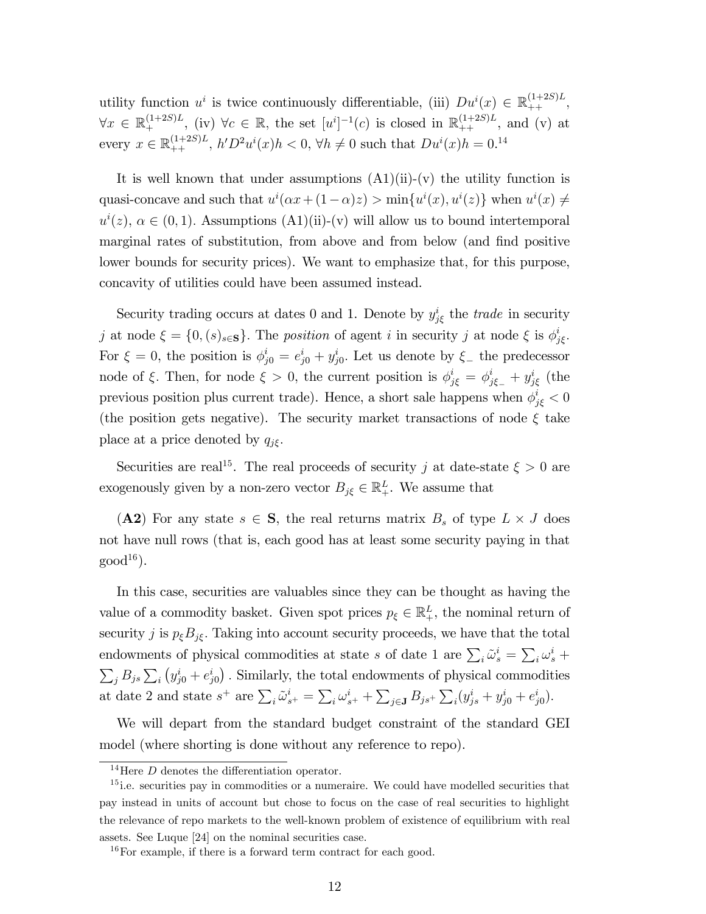utility function $u^i$ is twice continuously differentiable, (iii) $Du^i(x) \in \mathbb{R}_{++}^{(1+2S)L}$, $\forall x \in \mathbb{R}_{+}^{(1+2S)L}$, (iv) $\forall c \in \mathbb{R}$, the set $[u^i]^{-1}(c)$ is closed in $\mathbb{R}_{++}^{(1+2S)L}$, and (v) at every $x \in \mathbb{R}_{++}^{(1+2S)L}$, $h' D^2 u^i(x) h < 0$, $\forall h \neq 0$ such that $Du^i(x)h = 0$.[14]

It is well known that under assumptions (A1)(ii)-(v) the utility function is quasi-concave and such that $u^i(\alpha x + (1-\alpha)z) > \min\{u^i(x), u^i(z)\}$ when $u^i(x) \neq u^i(z)$, $\alpha \in (0,1)$. Assumptions (A1)(ii)-(v) will allow us to bound intertemporal marginal rates of substitution, from above and from below (and find positive lower bounds for security prices). We want to emphasize that, for this purpose, concavity of utilities could have been assumed instead.

Security trading occurs at dates 0 and 1. Denote by $y^i_{j\xi}$ the *trade* in security $j$ at node $\xi = \{0, (s)_{s \in \mathbf{S}}\}$. The *position* of agent $i$ in security $j$ at node $\xi$ is $\phi^i_{j\xi}$. For $\xi = 0$, the position is $\phi^i_{j0} = e^i_{j0} + y^i_{j0}$. Let us denote by $\xi_-$ the predecessor node of $\xi$. Then, for node $\xi > 0$, the current position is $\phi^i_{j\xi} = \phi^i_{j\xi_-} + y^i_{j\xi}$ (the previous position plus current trade). Hence, a short sale happens when $\phi^i_{j\xi} < 0$ (the position gets negative). The security market transactions of node $\xi$ take place at a price denoted by $q_{j\xi}$.

Securities are real[15]. The real proceeds of security $j$ at date-state $\xi > 0$ are exogenously given by a non-zero vector $B_{j\xi} \in \mathbb{R}^L_+$. We assume that

(**A2**) For any state $s \in \mathbf{S}$, the real returns matrix $B_s$ of type $L \times J$ does not have null rows (that is, each good has at least some security paying in that good[16]).

In this case, securities are valuables since they can be thought as having the value of a commodity basket. Given spot prices $p_\xi \in \mathbb{R}^L_+$, the nominal return of security $j$ is $p_\xi B_{j\xi}$. Taking into account security proceeds, we have that the total endowments of physical commodities at state $s$ of date 1 are $\sum_i \tilde{\omega}^i_s = \sum_i \omega^i_s + \sum_j B_{js} \sum_i \left(y^i_{j0} + e^i_{j0}\right)$. Similarly, the total endowments of physical commodities at date 2 and state $s^+$ are $\sum_i \tilde{\omega}^i_{s^+} = \sum_i \omega^i_{s^+} + \sum_{j \in \mathbf{J}} B_{js^+} \sum_i (y^i_{js} + y^i_{j0} + e^i_{j0})$.

We will depart from the standard budget constraint of the standard GEI model (where shorting is done without any reference to repo).

[14] Here $D$ denotes the differentiation operator.

[15] i.e. securities pay in commodities or a numeraire. We could have modelled securities that pay instead in units of account but chose to focus on the case of real securities to highlight the relevance of repo markets to the well-known problem of existence of equilibrium with real assets. See Luque [24] on the nominal securities case.

[16] For example, if there is a forward term contract for each good.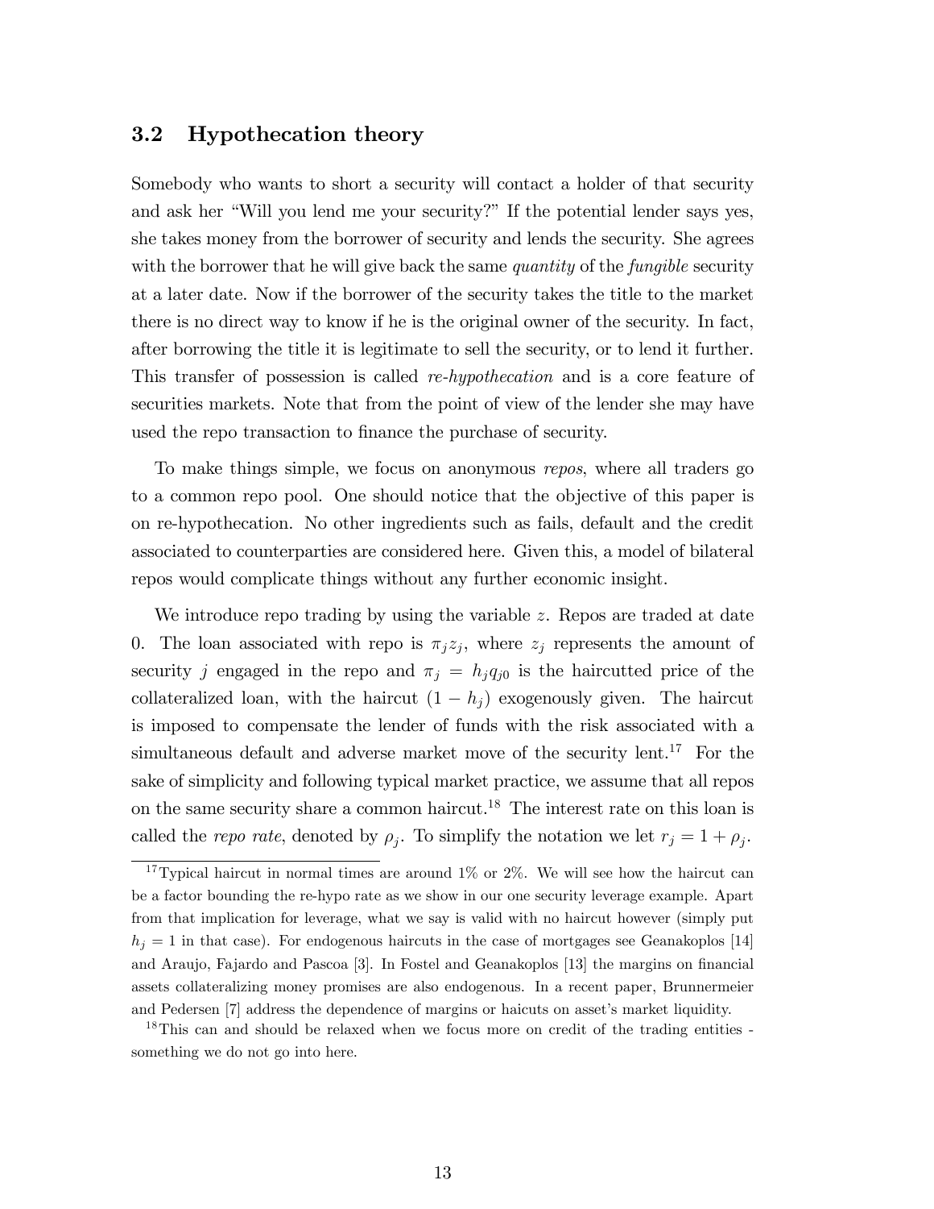### 3.2 Hypothecation theory

Somebody who wants to short a security will contact a holder of that security and ask her "Will you lend me your security?" If the potential lender says yes, she takes money from the borrower of security and lends the security. She agrees with the borrower that he will give back the same *quantity* of the *fungible* security at a later date. Now if the borrower of the security takes the title to the market there is no direct way to know if he is the original owner of the security. In fact, after borrowing the title it is legitimate to sell the security, or to lend it further. This transfer of possession is called *re-hypothecation* and is a core feature of securities markets. Note that from the point of view of the lender she may have used the repo transaction to finance the purchase of security.

To make things simple, we focus on anonymous *repos*, where all traders go to a common repo pool. One should notice that the objective of this paper is on re-hypothecation. No other ingredients such as fails, default and the credit associated to counterparties are considered here. Given this, a model of bilateral repos would complicate things without any further economic insight.

We introduce repo trading by using the variable $z$. Repos are traded at date 0. The loan associated with repo is $\pi_j z_j$, where $z_j$ represents the amount of security $j$ engaged in the repo and $\pi_j = h_j q_{j0}$ is the haircutted price of the collateralized loan, with the haircut $(1 - h_j)$ exogenously given. The haircut is imposed to compensate the lender of funds with the risk associated with a simultaneous default and adverse market move of the security lent.[17] For the sake of simplicity and following typical market practice, we assume that all repos on the same security share a common haircut.[18] The interest rate on this loan is called the *repo rate*, denoted by $\rho_j$. To simplify the notation we let $r_j = 1 + \rho_j$.

[17] Typical haircut in normal times are around 1% or 2%. We will see how the haircut can be a factor bounding the re-hypo rate as we show in our one security leverage example. Apart from that implication for leverage, what we say is valid with no haircut however (simply put $h_j = 1$ in that case). For endogenous haircuts in the case of mortgages see Geanakoplos [14] and Araujo, Fajardo and Pascoa [3]. In Fostel and Geanakoplos [13] the margins on financial assets collateralizing money promises are also endogenous. In a recent paper, Brunnermeier and Pedersen [7] address the dependence of margins or haicuts on asset's market liquidity.

[18] This can and should be relaxed when we focus more on credit of the trading entities - something we do not go into here.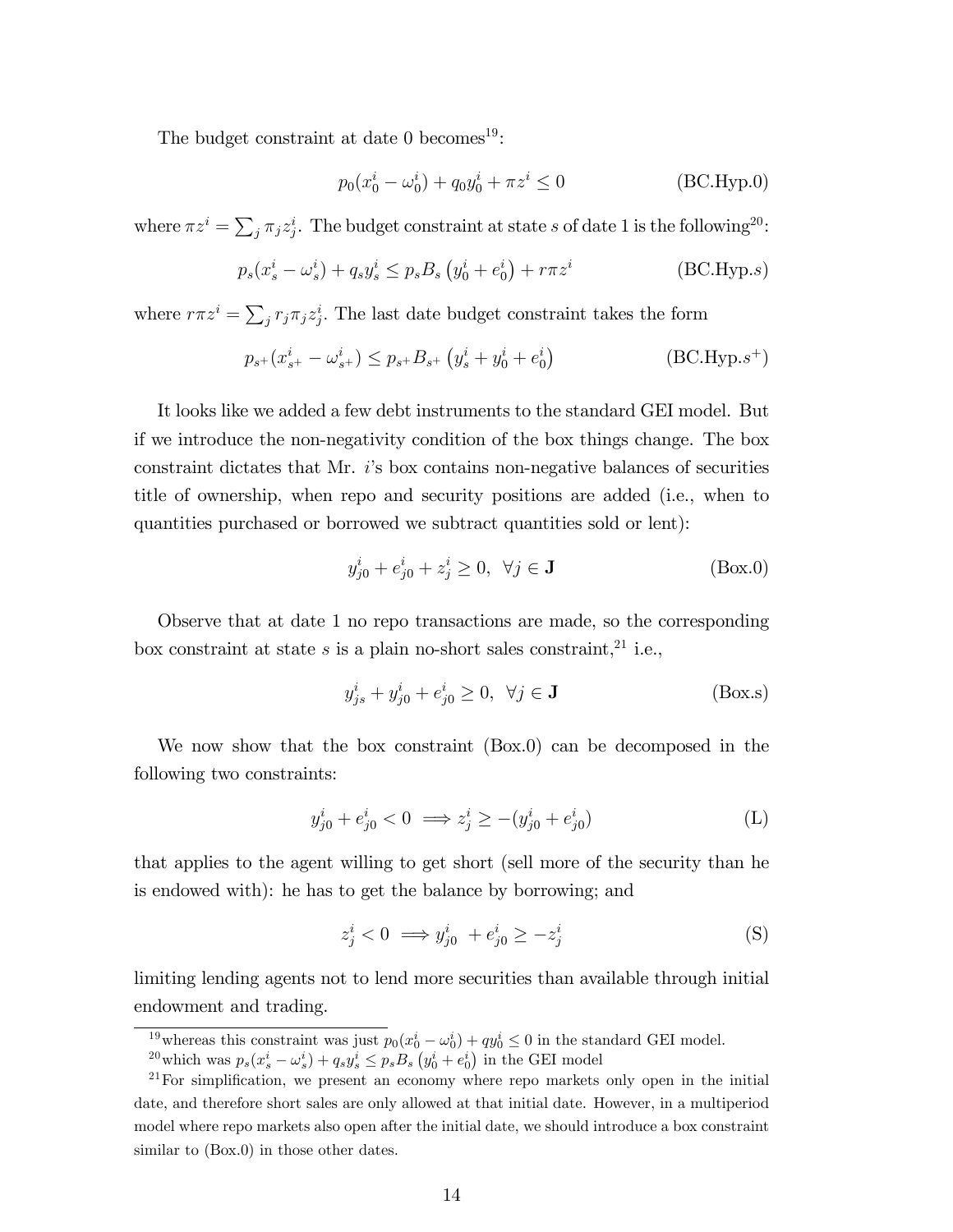The budget constraint at date 0 becomes[19]:

$$p_0(x_0^i - \omega_0^i) + q_0 y_0^i + \pi z^i \leq 0 \tag{BC.Hyp.0}$$

where $\pi z^i = \sum_j \pi_j z_j^i$. The budget constraint at state $s$ of date 1 is the following[20]:

$$p_s(x_s^i - \omega_s^i) + q_s y_s^i \leq p_s B_s \left(y_0^i + e_0^i\right) + r\pi z^i \tag{BC.Hyp.s}$$

where $r\pi z^i = \sum_j r_j \pi_j z_j^i$. The last date budget constraint takes the form

$$p_{s^+}(x_{s^+}^i - \omega_{s^+}^i) \leq p_{s^+} B_{s^+} \left(y_s^i + y_0^i + e_0^i\right) \tag{BC.Hyp.$s^+$}$$

It looks like we added a few debt instruments to the standard GEI model. But if we introduce the non-negativity condition of the box things change. The box constraint dictates that Mr. $i$'s box contains non-negative balances of securities title of ownership, when repo and security positions are added (i.e., when to quantities purchased or borrowed we subtract quantities sold or lent):

$$y_{j0}^i + e_{j0}^i + z_j^i \geq 0, \;\; \forall j \in \mathbf{J} \tag{Box.0}$$

Observe that at date 1 no repo transactions are made, so the corresponding box constraint at state $s$ is a plain no-short sales constraint,[21] i.e.,

$$y_{js}^i + y_{j0}^i + e_{j0}^i \geq 0, \;\; \forall j \in \mathbf{J} \tag{Box.s}$$

We now show that the box constraint (Box.0) can be decomposed in the following two constraints:

$$y_{j0}^i + e_{j0}^i < 0 \implies z_j^i \geq -(y_{j0}^i + e_{j0}^i) \tag{L}$$

that applies to the agent willing to get short (sell more of the security than he is endowed with): he has to get the balance by borrowing; and

$$z_j^i < 0 \implies y_{j0}^i + e_{j0}^i \geq -z_j^i \tag{S}$$

limiting lending agents not to lend more securities than available through initial endowment and trading.

---

[19] whereas this constraint was just $p_0(x_0^i - \omega_0^i) + qy_0^i \leq 0$ in the standard GEI model.

[20] which was $p_s(x_s^i - \omega_s^i) + q_s y_s^i \leq p_s B_s \left(y_0^i + e_0^i\right)$ in the GEI model

[21] For simplification, we present an economy where repo markets only open in the initial date, and therefore short sales are only allowed at that initial date. However, in a multiperiod model where repo markets also open after the initial date, we should introduce a box constraint similar to (Box.0) in those other dates.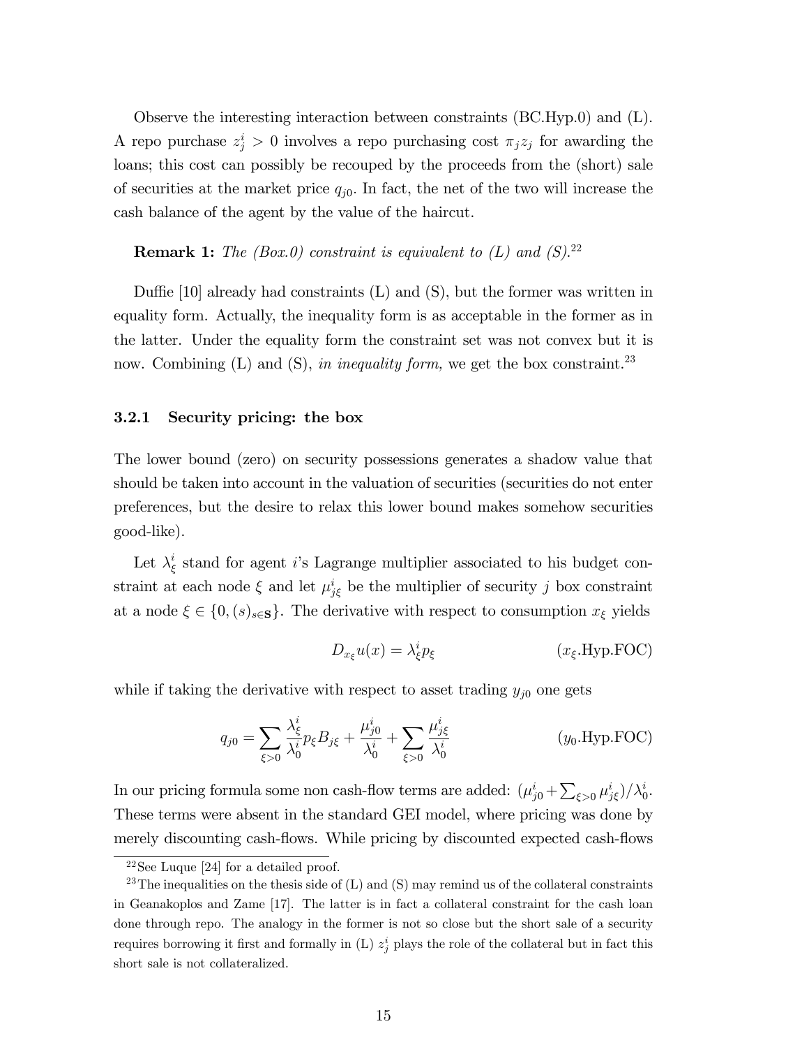Observe the interesting interaction between constraints (BC.Hyp.0) and (L). A repo purchase $z^i_j > 0$ involves a repo purchasing cost $\pi_j z_j$ for awarding the loans; this cost can possibly be recouped by the proceeds from the (short) sale of securities at the market price $q_{j0}$. In fact, the net of the two will increase the cash balance of the agent by the value of the haircut.

**Remark 1:** *The (Box.0) constraint is equivalent to (L) and (S).*[22]

Duffie [10] already had constraints (L) and (S), but the former was written in equality form. Actually, the inequality form is as acceptable in the former as in the latter. Under the equality form the constraint set was not convex but it is now. Combining (L) and (S), *in inequality form,* we get the box constraint.[23]

### 3.2.1 Security pricing: the box

The lower bound (zero) on security possessions generates a shadow value that should be taken into account in the valuation of securities (securities do not enter preferences, but the desire to relax this lower bound makes somehow securities good-like).

Let $\lambda^i_\xi$ stand for agent $i$'s Lagrange multiplier associated to his budget constraint at each node $\xi$ and let $\mu^i_{j\xi}$ be the multiplier of security $j$ box constraint at a node $\xi \in \{0, (s)_{s\in\mathbf{S}}\}$. The derivative with respect to consumption $x_\xi$ yields

$$D_{x_\xi} u(x) = \lambda^i_\xi p_\xi \qquad (x_\xi.\text{Hyp.FOC})$$

while if taking the derivative with respect to asset trading $y_{j0}$ one gets

$$q_{j0} = \sum_{\xi>0} \frac{\lambda^i_\xi}{\lambda^i_0} p_\xi B_{j\xi} + \frac{\mu^i_{j0}}{\lambda^i_0} + \sum_{\xi>0} \frac{\mu^i_{j\xi}}{\lambda^i_0} \qquad (y_0.\text{Hyp.FOC})$$

In our pricing formula some non cash-flow terms are added: $(\mu^i_{j0} + \sum_{\xi>0} \mu^i_{j\xi})/\lambda^i_0$. These terms were absent in the standard GEI model, where pricing was done by merely discounting cash-flows. While pricing by discounted expected cash-flows

---

[22] See Luque [24] for a detailed proof.

[23] The inequalities on the thesis side of (L) and (S) may remind us of the collateral constraints in Geanakoplos and Zame [17]. The latter is in fact a collateral constraint for the cash loan done through repo. The analogy in the former is not so close but the short sale of a security requires borrowing it first and formally in (L) $z^i_j$ plays the role of the collateral but in fact this short sale is not collateralized.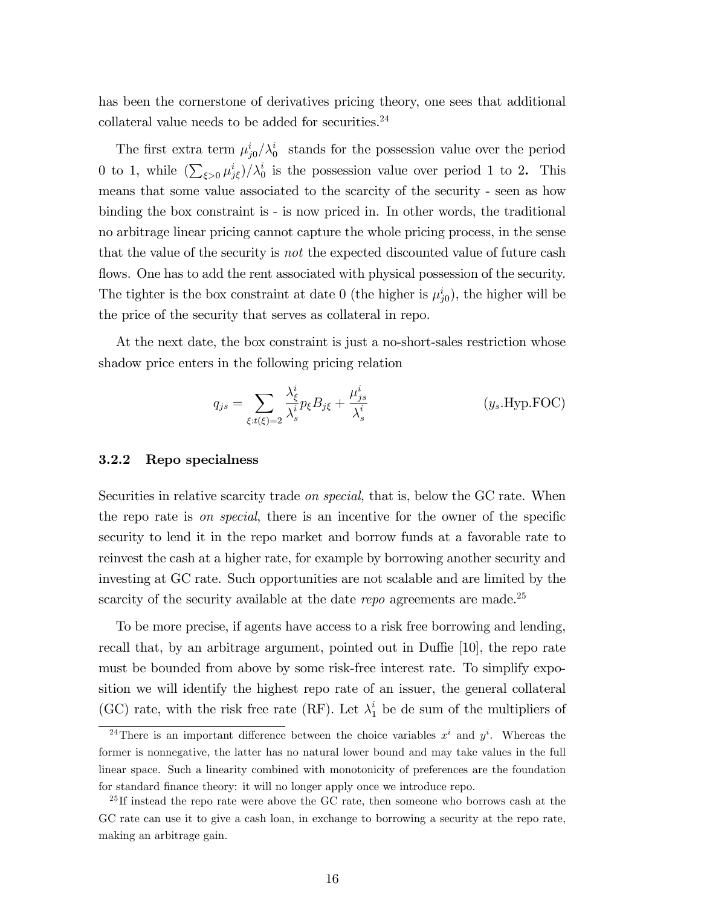has been the cornerstone of derivatives pricing theory, one sees that additional collateral value needs to be added for securities.[24]

The first extra term $\mu^i_{j0}/\lambda^i_0$ stands for the possession value over the period 0 to 1, while $(\sum_{\xi>0}\mu^i_{j\xi})/\lambda^i_0$ is the possession value over period 1 to 2**.** This means that some value associated to the scarcity of the security - seen as how binding the box constraint is - is now priced in. In other words, the traditional no arbitrage linear pricing cannot capture the whole pricing process, in the sense that the value of the security is *not* the expected discounted value of future cash flows. One has to add the rent associated with physical possession of the security. The tighter is the box constraint at date 0 (the higher is $\mu^i_{j0}$), the higher will be the price of the security that serves as collateral in repo.

At the next date, the box constraint is just a no-short-sales restriction whose shadow price enters in the following pricing relation

$$q_{js} = \sum_{\xi:t(\xi)=2} \frac{\lambda^i_\xi}{\lambda^i_s} p_\xi B_{j\xi} + \frac{\mu^i_{js}}{\lambda^i_s} \qquad (y_s.\text{Hyp.FOC})$$

### 3.2.2 Repo specialness

Securities in relative scarcity trade *on special,* that is, below the GC rate. When the repo rate is *on special*, there is an incentive for the owner of the specific security to lend it in the repo market and borrow funds at a favorable rate to reinvest the cash at a higher rate, for example by borrowing another security and investing at GC rate. Such opportunities are not scalable and are limited by the scarcity of the security available at the date *repo* agreements are made.[25]

To be more precise, if agents have access to a risk free borrowing and lending, recall that, by an arbitrage argument, pointed out in Duffie [10], the repo rate must be bounded from above by some risk-free interest rate. To simplify exposition we will identify the highest repo rate of an issuer, the general collateral (GC) rate, with the risk free rate (RF). Let $\lambda^i_1$ be de sum of the multipliers of

[24] There is an important difference between the choice variables $x^i$ and $y^i$. Whereas the former is nonnegative, the latter has no natural lower bound and may take values in the full linear space. Such a linearity combined with monotonicity of preferences are the foundation for standard finance theory: it will no longer apply once we introduce repo.

[25] If instead the repo rate were above the GC rate, then someone who borrows cash at the GC rate can use it to give a cash loan, in exchange to borrowing a security at the repo rate, making an arbitrage gain.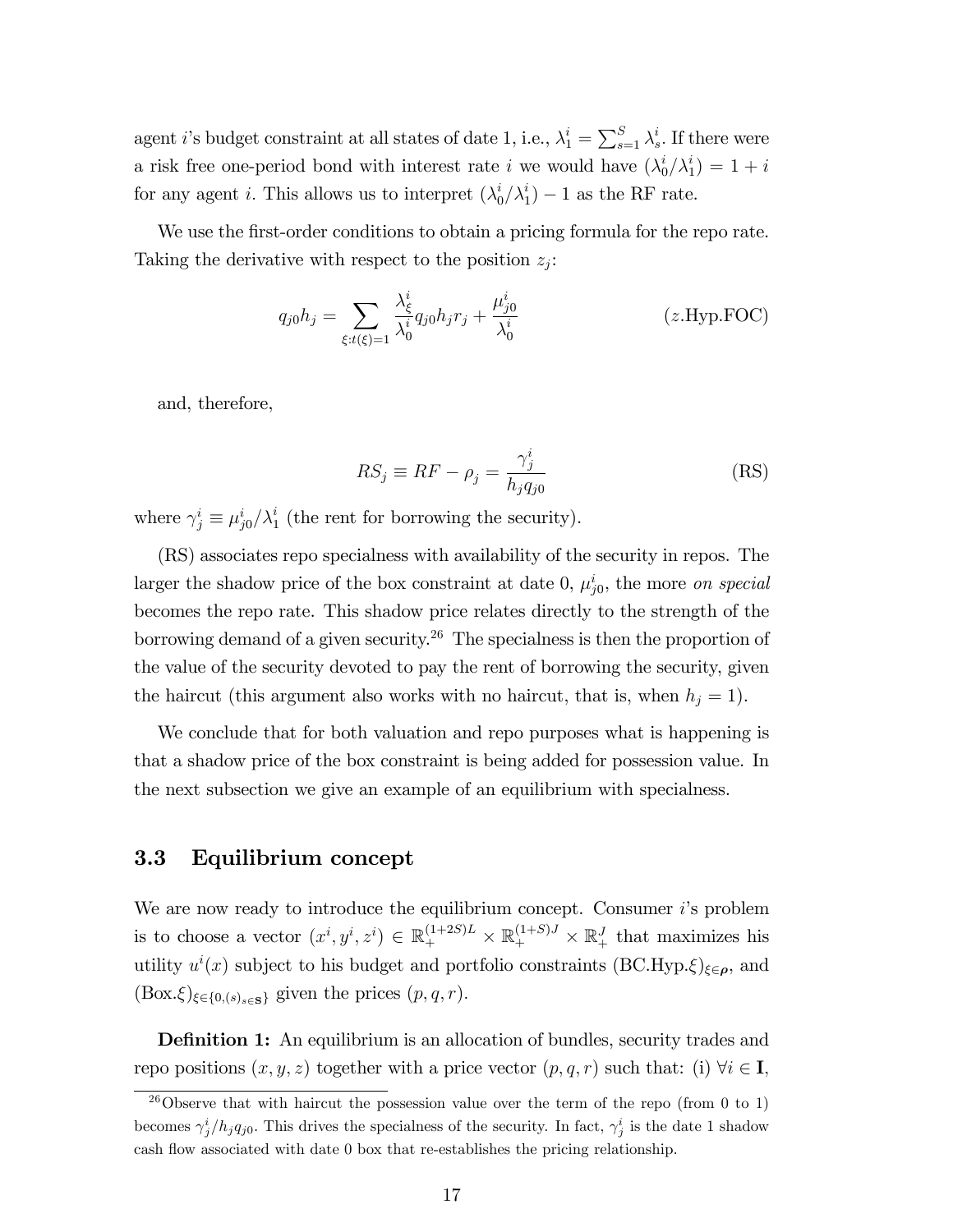agent $i$'s budget constraint at all states of date 1, i.e., $\lambda_1^i = \sum_{s=1}^S \lambda_s^i$. If there were a risk free one-period bond with interest rate $i$ we would have $(\lambda_0^i/\lambda_1^i) = 1 + i$ for any agent $i$. This allows us to interpret $(\lambda_0^i/\lambda_1^i) - 1$ as the RF rate.

We use the first-order conditions to obtain a pricing formula for the repo rate. Taking the derivative with respect to the position $z_j$:

$$q_{j0}h_j = \sum_{\xi:t(\xi)=1} \frac{\lambda_\xi^i}{\lambda_0^i} q_{j0} h_j r_j + \frac{\mu_{j0}^i}{\lambda_0^i} \qquad (z.\text{Hyp.FOC})$$

and, therefore,

$$RS_j \equiv RF - \rho_j = \frac{\gamma_j^i}{h_j q_{j0}} \qquad (\text{RS})$$

where $\gamma_j^i \equiv \mu_{j0}^i/\lambda_1^i$ (the rent for borrowing the security).

(RS) associates repo specialness with availability of the security in repos. The larger the shadow price of the box constraint at date 0, $\mu_{j0}^i$, the more *on special* becomes the repo rate. This shadow price relates directly to the strength of the borrowing demand of a given security.[26] The specialness is then the proportion of the value of the security devoted to pay the rent of borrowing the security, given the haircut (this argument also works with no haircut, that is, when $h_j = 1$).

We conclude that for both valuation and repo purposes what is happening is that a shadow price of the box constraint is being added for possession value. In the next subsection we give an example of an equilibrium with specialness.

### 3.3 Equilibrium concept

We are now ready to introduce the equilibrium concept. Consumer $i$'s problem is to choose a vector $(x^i, y^i, z^i) \in \mathbb{R}_+^{(1+2S)L} \times \mathbb{R}_+^{(1+S)J} \times \mathbb{R}_+^J$ that maximizes his utility $u^i(x)$ subject to his budget and portfolio constraints $(\text{BC.Hyp.}\xi)_{\xi \in \boldsymbol{\rho}}$, and $(\text{Box.}\xi)_{\xi \in \{0,(s)_{s\in \mathbf{S}}\}}$ given the prices $(p, q, r)$.

**Definition 1:** An equilibrium is an allocation of bundles, security trades and repo positions $(x, y, z)$ together with a price vector $(p, q, r)$ such that: (i) $\forall i \in \mathbf{I}$,

[26] Observe that with haircut the possession value over the term of the repo (from 0 to 1) becomes $\gamma_j^i/h_j q_{j0}$. This drives the specialness of the security. In fact, $\gamma_j^i$ is the date 1 shadow cash flow associated with date 0 box that re-establishes the pricing relationship.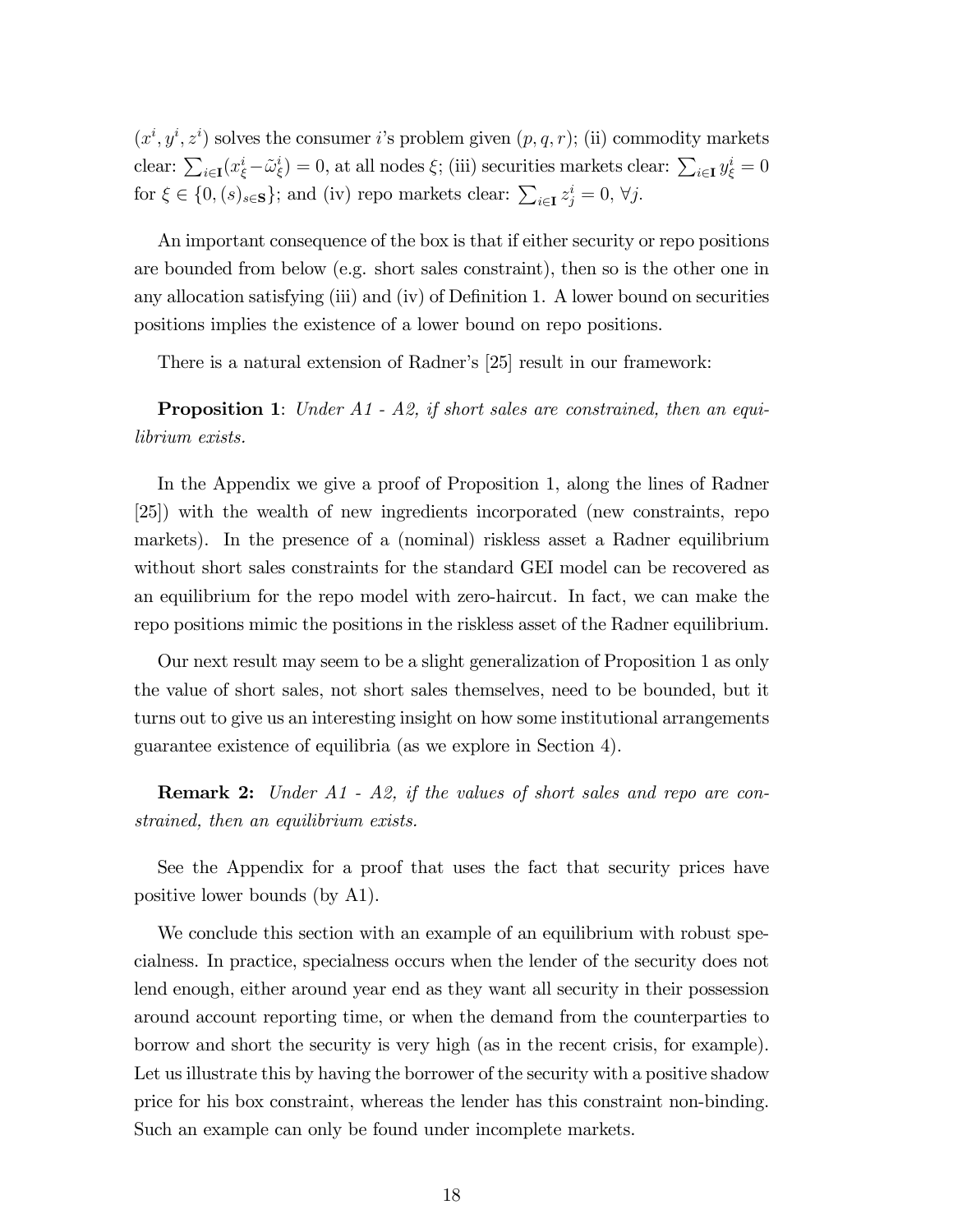$(x^i, y^i, z^i)$ solves the consumer $i$'s problem given $(p, q, r)$; (ii) commodity markets clear: $\sum_{i\in\mathbf{I}}(x^i_\xi - \tilde{\omega}^i_\xi) = 0$, at all nodes $\xi$; (iii) securities markets clear: $\sum_{i\in\mathbf{I}} y^i_\xi = 0$ for $\xi \in \{0, (s)_{s\in\mathbf{S}}\}$; and (iv) repo markets clear: $\sum_{i\in\mathbf{I}} z^i_j = 0$, $\forall j$.

An important consequence of the box is that if either security or repo positions are bounded from below (e.g. short sales constraint), then so is the other one in any allocation satisfying (iii) and (iv) of Definition 1. A lower bound on securities positions implies the existence of a lower bound on repo positions.

There is a natural extension of Radner's [25] result in our framework:

**Proposition 1**: *Under A1 - A2, if short sales are constrained, then an equilibrium exists.*

In the Appendix we give a proof of Proposition 1, along the lines of Radner [25]) with the wealth of new ingredients incorporated (new constraints, repo markets). In the presence of a (nominal) riskless asset a Radner equilibrium without short sales constraints for the standard GEI model can be recovered as an equilibrium for the repo model with zero-haircut. In fact, we can make the repo positions mimic the positions in the riskless asset of the Radner equilibrium.

Our next result may seem to be a slight generalization of Proposition 1 as only the value of short sales, not short sales themselves, need to be bounded, but it turns out to give us an interesting insight on how some institutional arrangements guarantee existence of equilibria (as we explore in Section 4).

**Remark 2:** *Under A1 - A2, if the values of short sales and repo are constrained, then an equilibrium exists.*

See the Appendix for a proof that uses the fact that security prices have positive lower bounds (by A1).

We conclude this section with an example of an equilibrium with robust specialness. In practice, specialness occurs when the lender of the security does not lend enough, either around year end as they want all security in their possession around account reporting time, or when the demand from the counterparties to borrow and short the security is very high (as in the recent crisis, for example). Let us illustrate this by having the borrower of the security with a positive shadow price for his box constraint, whereas the lender has this constraint non-binding. Such an example can only be found under incomplete markets.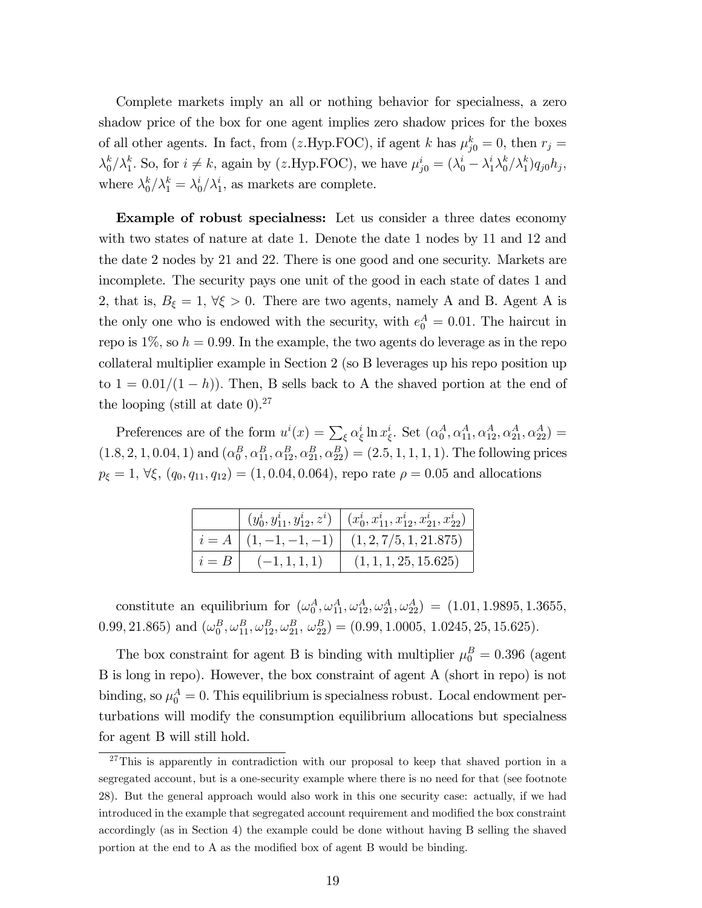Complete markets imply an all or nothing behavior for specialness, a zero shadow price of the box for one agent implies zero shadow prices for the boxes of all other agents. In fact, from ($z$.Hyp.FOC), if agent $k$ has $\mu^k_{j0} = 0$, then $r_j = \lambda^k_0/\lambda^k_1$. So, for $i \neq k$, again by ($z$.Hyp.FOC), we have $\mu^i_{j0} = (\lambda^i_0 - \lambda^i_1 \lambda^k_0/\lambda^k_1) q_{j0} h_j$, where $\lambda^k_0/\lambda^k_1 = \lambda^i_0/\lambda^i_1$, as markets are complete.

**Example of robust specialness:** Let us consider a three dates economy with two states of nature at date 1. Denote the date 1 nodes by 11 and 12 and the date 2 nodes by 21 and 22. There is one good and one security. Markets are incomplete. The security pays one unit of the good in each state of dates 1 and 2, that is, $B_\xi = 1$, $\forall \xi > 0$. There are two agents, namely A and B. Agent A is the only one who is endowed with the security, with $e^A_0 = 0.01$. The haircut in repo is 1%, so $h = 0.99$. In the example, the two agents do leverage as in the repo collateral multiplier example in Section 2 (so B leverages up his repo position up to $1 = 0.01/(1-h)$). Then, B sells back to A the shaved portion at the end of the looping (still at date 0).[27]

Preferences are of the form $u^i(x) = \sum_\xi \alpha^i_\xi \ln x^i_\xi$. Set $(\alpha^A_0, \alpha^A_{11}, \alpha^A_{12}, \alpha^A_{21}, \alpha^A_{22}) = (1.8, 2, 1, 0.04, 1)$ and $(\alpha^B_0, \alpha^B_{11}, \alpha^B_{12}, \alpha^B_{21}, \alpha^B_{22}) = (2.5, 1, 1, 1, 1)$. The following prices $p_\xi = 1$, $\forall \xi$, $(q_0, q_{11}, q_{12}) = (1, 0.04, 0.064)$, repo rate $\rho = 0.05$ and allocations

| | $(y^i_0, y^i_{11}, y^i_{12}, z^i)$ | $(x^i_0, x^i_{11}, x^i_{12}, x^i_{21}, x^i_{22})$ |
|---|---|---|
| $i = A$ | $(1, -1, -1, -1)$ | $(1, 2, 7/5, 1, 21.875)$ |
| $i = B$ | $(-1, 1, 1, 1)$ | $(1, 1, 1, 25, 15.625)$ |

constitute an equilibrium for $(\omega^A_0, \omega^A_{11}, \omega^A_{12}, \omega^A_{21}, \omega^A_{22}) = (1.01, 1.9895, 1.3655, 0.99, 21.865)$ and $(\omega^B_0, \omega^B_{11}, \omega^B_{12}, \omega^B_{21}, \omega^B_{22}) = (0.99, 1.0005, 1.0245, 25, 15.625)$.

The box constraint for agent B is binding with multiplier $\mu^B_0 = 0.396$ (agent B is long in repo). However, the box constraint of agent A (short in repo) is not binding, so $\mu^A_0 = 0$. This equilibrium is specialness robust. Local endowment perturbations will modify the consumption equilibrium allocations but specialness for agent B will still hold.

[27] This is apparently in contradiction with our proposal to keep that shaved portion in a segregated account, but is a one-security example where there is no need for that (see footnote 28). But the general approach would also work in this one security case: actually, if we had introduced in the example that segregated account requirement and modified the box constraint accordingly (as in Section 4) the example could be done without having B selling the shaved portion at the end to A as the modified box of agent B would be binding.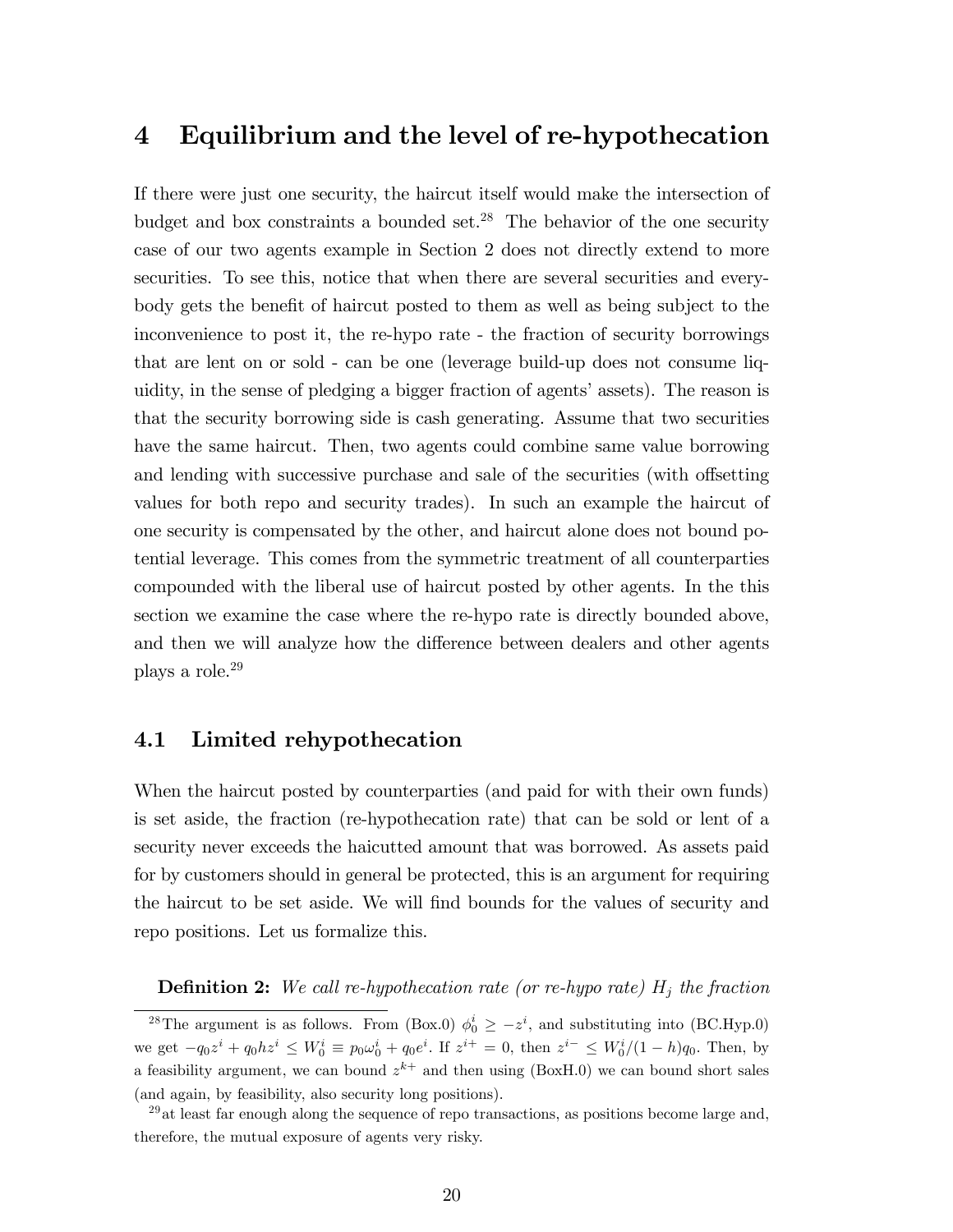## 4 Equilibrium and the level of re-hypothecation

If there were just one security, the haircut itself would make the intersection of budget and box constraints a bounded set.[28] The behavior of the one security case of our two agents example in Section 2 does not directly extend to more securities. To see this, notice that when there are several securities and everybody gets the benefit of haircut posted to them as well as being subject to the inconvenience to post it, the re-hypo rate - the fraction of security borrowings that are lent on or sold - can be one (leverage build-up does not consume liquidity, in the sense of pledging a bigger fraction of agents' assets). The reason is that the security borrowing side is cash generating. Assume that two securities have the same haircut. Then, two agents could combine same value borrowing and lending with successive purchase and sale of the securities (with offsetting values for both repo and security trades). In such an example the haircut of one security is compensated by the other, and haircut alone does not bound potential leverage. This comes from the symmetric treatment of all counterparties compounded with the liberal use of haircut posted by other agents. In the this section we examine the case where the re-hypo rate is directly bounded above, and then we will analyze how the difference between dealers and other agents plays a role.[29]

### 4.1 Limited rehypothecation

When the haircut posted by counterparties (and paid for with their own funds) is set aside, the fraction (re-hypothecation rate) that can be sold or lent of a security never exceeds the haicutted amount that was borrowed. As assets paid for by customers should in general be protected, this is an argument for requiring the haircut to be set aside. We will find bounds for the values of security and repo positions. Let us formalize this.

**Definition 2:** *We call re-hypothecation rate (or re-hypo rate) $H_j$ the fraction*

---

[28] The argument is as follows. From (Box.0) $\phi_0^i \geq -z^i$, and substituting into (BC.Hyp.0) we get $-q_0 z^i + q_0 h z^i \leq W_0^i \equiv p_0 \omega_0^i + q_0 e^i$. If $z^{i+} = 0$, then $z^{i-} \leq W_0^i/(1-h)q_0$. Then, by a feasibility argument, we can bound $z^{k+}$ and then using (BoxH.0) we can bound short sales (and again, by feasibility, also security long positions).

[29] at least far enough along the sequence of repo transactions, as positions become large and, therefore, the mutual exposure of agents very risky.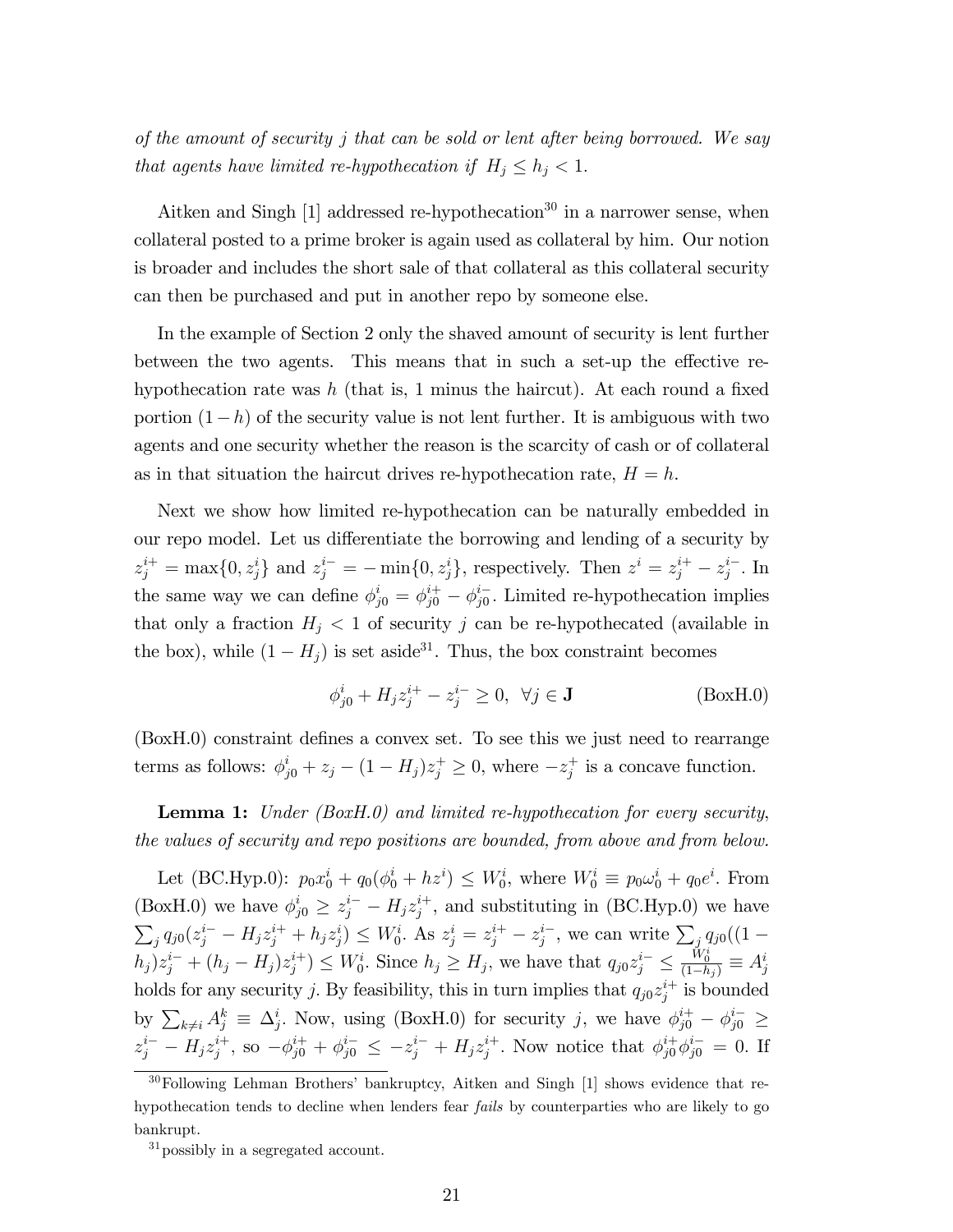*of the amount of security j that can be sold or lent after being borrowed. We say that agents have limited re-hypothecation if $H_j \leq h_j < 1$.*

Aitken and Singh [1] addressed re-hypothecation[30] in a narrower sense, when collateral posted to a prime broker is again used as collateral by him. Our notion is broader and includes the short sale of that collateral as this collateral security can then be purchased and put in another repo by someone else.

In the example of Section 2 only the shaved amount of security is lent further between the two agents. This means that in such a set-up the effective re-hypothecation rate was $h$ (that is, 1 minus the haircut). At each round a fixed portion $(1-h)$ of the security value is not lent further. It is ambiguous with two agents and one security whether the reason is the scarcity of cash or of collateral as in that situation the haircut drives re-hypothecation rate, $H = h$.

Next we show how limited re-hypothecation can be naturally embedded in our repo model. Let us differentiate the borrowing and lending of a security by $z_j^{i+} = \max\{0, z_j^i\}$ and $z_j^{i-} = -\min\{0, z_j^i\}$, respectively. Then $z^i = z_j^{i+} - z_j^{i-}$. In the same way we can define $\phi_{j0}^i = \phi_{j0}^{i+} - \phi_{j0}^{i-}$. Limited re-hypothecation implies that only a fraction $H_j < 1$ of security $j$ can be re-hypothecated (available in the box), while $(1-H_j)$ is set aside[31]. Thus, the box constraint becomes

$$\phi_{j0}^i + H_j z_j^{i+} - z_j^{i-} \geq 0, \;\; \forall j \in \mathbf{J} \qquad \text{(BoxH.0)}$$

(BoxH.0) constraint defines a convex set. To see this we just need to rearrange terms as follows: $\phi_{j0}^i + z_j - (1-H_j)z_j^+ \geq 0$, where $-z_j^+$ is a concave function.

**Lemma 1:** *Under (BoxH.0) and limited re-hypothecation for every security, the values of security and repo positions are bounded, from above and from below.*

Let (BC.Hyp.0): $p_0 x_0^i + q_0(\phi_0^i + hz^i) \leq W_0^i$, where $W_0^i \equiv p_0\omega_0^i + q_0 e^i$. From (BoxH.0) we have $\phi_{j0}^i \geq z_j^{i-} - H_j z_j^{i+}$, and substituting in (BC.Hyp.0) we have $\sum_j q_{j0}(z_j^{i-} - H_j z_j^{i+} + h_j z_j^i) \leq W_0^i$. As $z_j^i = z_j^{i+} - z_j^{i-}$, we can write $\sum_j q_{j0}((1-h_j)z_j^{i-} + (h_j - H_j)z_j^{i+}) \leq W_0^i$. Since $h_j \geq H_j$, we have that $q_{j0} z_j^{i-} \leq \frac{W_0^i}{(1-h_j)} \equiv A_j^i$ holds for any security $j$. By feasibility, this in turn implies that $q_{j0}z_j^{i+}$ is bounded by $\sum_{k \neq i} A_j^k \equiv \Delta_j^i$. Now, using (BoxH.0) for security $j$, we have $\phi_{j0}^{i+} - \phi_{j0}^{i-} \geq z_j^{i-} - H_j z_j^{i+}$, so $-\phi_{j0}^{i+} + \phi_{j0}^{i-} \leq -z_j^{i-} + H_j z_j^{i+}$. Now notice that $\phi_{j0}^{i+}\phi_{j0}^{i-} = 0$. If

[30] Following Lehman Brothers' bankruptcy, Aitken and Singh [1] shows evidence that re-hypothecation tends to decline when lenders fear *fails* by counterparties who are likely to go bankrupt.

[31] possibly in a segregated account.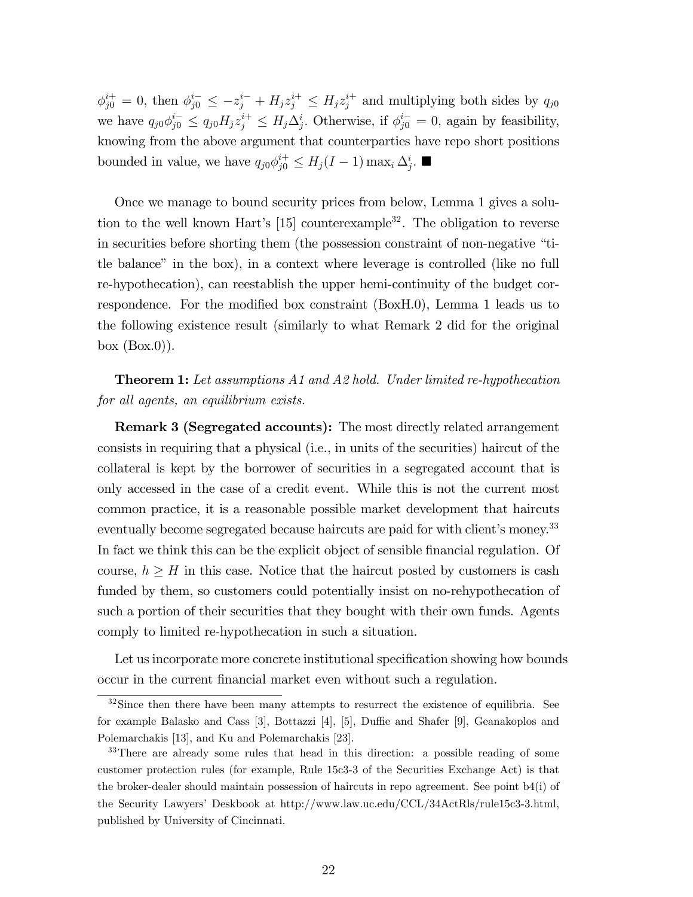$\phi_{j0}^{i+} = 0$, then $\phi_{j0}^{i-} \leq -z_j^{i-} + H_j z_j^{i+} \leq H_j z_j^{i+}$ and multiplying both sides by $q_{j0}$ we have $q_{j0}\phi_{j0}^{i-} \leq q_{j0} H_j z_j^{i+} \leq H_j \Delta_j^i$. Otherwise, if $\phi_{j0}^{i-} = 0$, again by feasibility, knowing from the above argument that counterparties have repo short positions bounded in value, we have $q_{j0}\phi_{j0}^{i+} \leq H_j(I-1)\max_i \Delta_j^i$. ■

Once we manage to bound security prices from below, Lemma 1 gives a solution to the well known Hart's [15] counterexample[32]. The obligation to reverse in securities before shorting them (the possession constraint of non-negative "title balance" in the box), in a context where leverage is controlled (like no full re-hypothecation), can reestablish the upper hemi-continuity of the budget correspondence. For the modified box constraint (BoxH.0), Lemma 1 leads us to the following existence result (similarly to what Remark 2 did for the original box (Box.0)).

**Theorem 1:** *Let assumptions A1 and A2 hold. Under limited re-hypothecation for all agents, an equilibrium exists.*

**Remark 3 (Segregated accounts):** The most directly related arrangement consists in requiring that a physical (i.e., in units of the securities) haircut of the collateral is kept by the borrower of securities in a segregated account that is only accessed in the case of a credit event. While this is not the current most common practice, it is a reasonable possible market development that haircuts eventually become segregated because haircuts are paid for with client's money.[33] In fact we think this can be the explicit object of sensible financial regulation. Of course, $h \geq H$ in this case. Notice that the haircut posted by customers is cash funded by them, so customers could potentially insist on no-rehypothecation of such a portion of their securities that they bought with their own funds. Agents comply to limited re-hypothecation in such a situation.

Let us incorporate more concrete institutional specification showing how bounds occur in the current financial market even without such a regulation.

[32] Since then there have been many attempts to resurrect the existence of equilibria. See for example Balasko and Cass [3], Bottazzi [4], [5], Duffie and Shafer [9], Geanakoplos and Polemarchakis [13], and Ku and Polemarchakis [23].

[33] There are already some rules that head in this direction: a possible reading of some customer protection rules (for example, Rule 15c3-3 of the Securities Exchange Act) is that the broker-dealer should maintain possession of haircuts in repo agreement. See point b4(i) of the Security Lawyers' Deskbook at http://www.law.uc.edu/CCL/34ActRls/rule15c3-3.html, published by University of Cincinnati.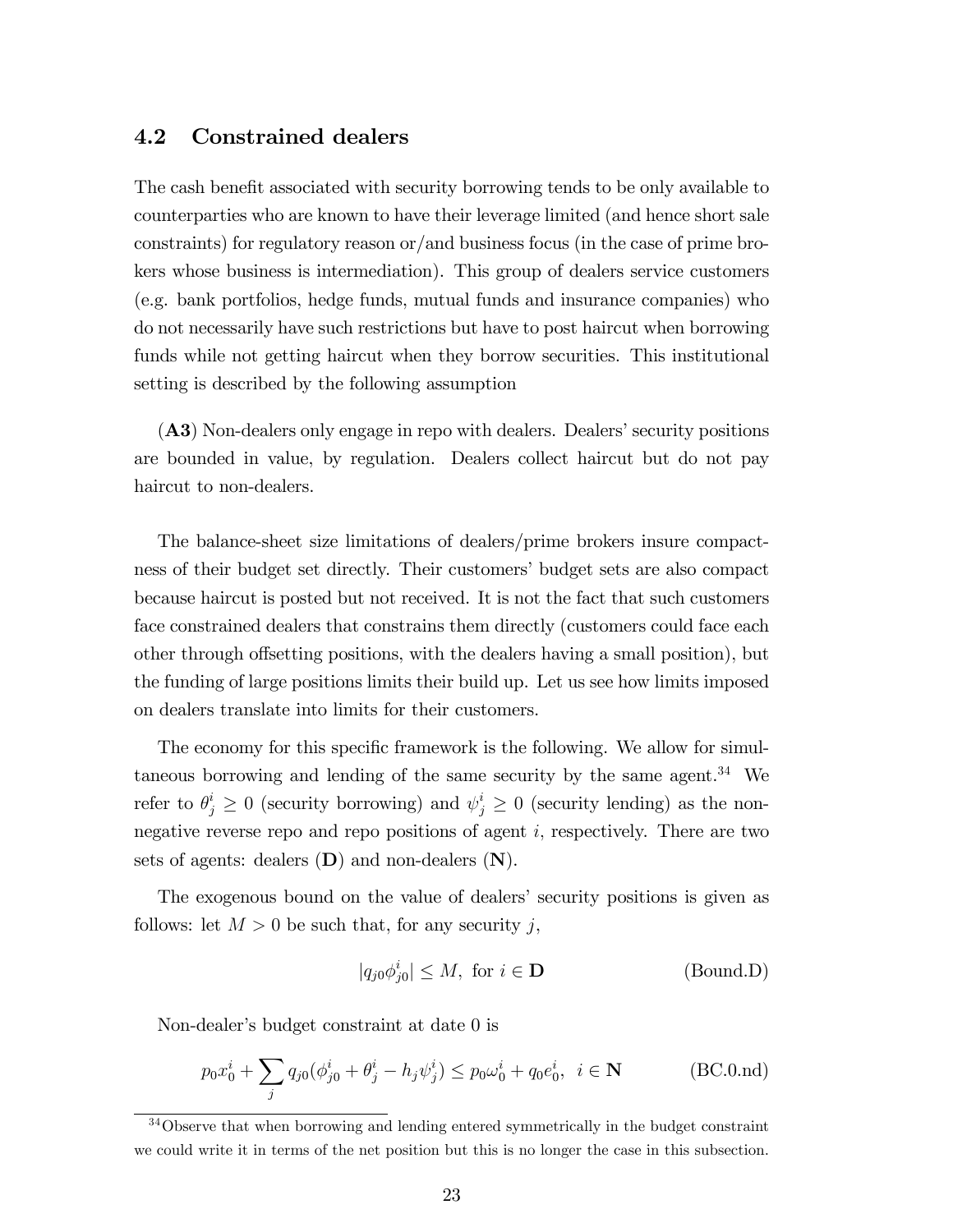## 4.2 Constrained dealers

The cash benefit associated with security borrowing tends to be only available to counterparties who are known to have their leverage limited (and hence short sale constraints) for regulatory reason or/and business focus (in the case of prime brokers whose business is intermediation). This group of dealers service customers (e.g. bank portfolios, hedge funds, mutual funds and insurance companies) who do not necessarily have such restrictions but have to post haircut when borrowing funds while not getting haircut when they borrow securities. This institutional setting is described by the following assumption

(**A3**) Non-dealers only engage in repo with dealers. Dealers' security positions are bounded in value, by regulation. Dealers collect haircut but do not pay haircut to non-dealers.

The balance-sheet size limitations of dealers/prime brokers insure compactness of their budget set directly. Their customers' budget sets are also compact because haircut is posted but not received. It is not the fact that such customers face constrained dealers that constrains them directly (customers could face each other through offsetting positions, with the dealers having a small position), but the funding of large positions limits their build up. Let us see how limits imposed on dealers translate into limits for their customers.

The economy for this specific framework is the following. We allow for simultaneous borrowing and lending of the same security by the same agent.[34] We refer to $\theta^i_j \geq 0$ (security borrowing) and $\psi^i_j \geq 0$ (security lending) as the non-negative reverse repo and repo positions of agent $i$, respectively. There are two sets of agents: dealers (**D**) and non-dealers (**N**).

The exogenous bound on the value of dealers' security positions is given as follows: let $M > 0$ be such that, for any security $j$,

$$|q_{j0}\phi^i_{j0}| \leq M, \text{ for } i \in \mathbf{D} \qquad \text{(Bound.D)}$$

Non-dealer's budget constraint at date 0 is

$$p_0 x^i_0 + \sum_j q_{j0}(\phi^i_{j0} + \theta^i_j - h_j \psi^i_j) \leq p_0 \omega^i_0 + q_0 e^i_0, \;\; i \in \mathbf{N} \qquad \text{(BC.0.nd)}$$

[34] Observe that when borrowing and lending entered symmetrically in the budget constraint we could write it in terms of the net position but this is no longer the case in this subsection.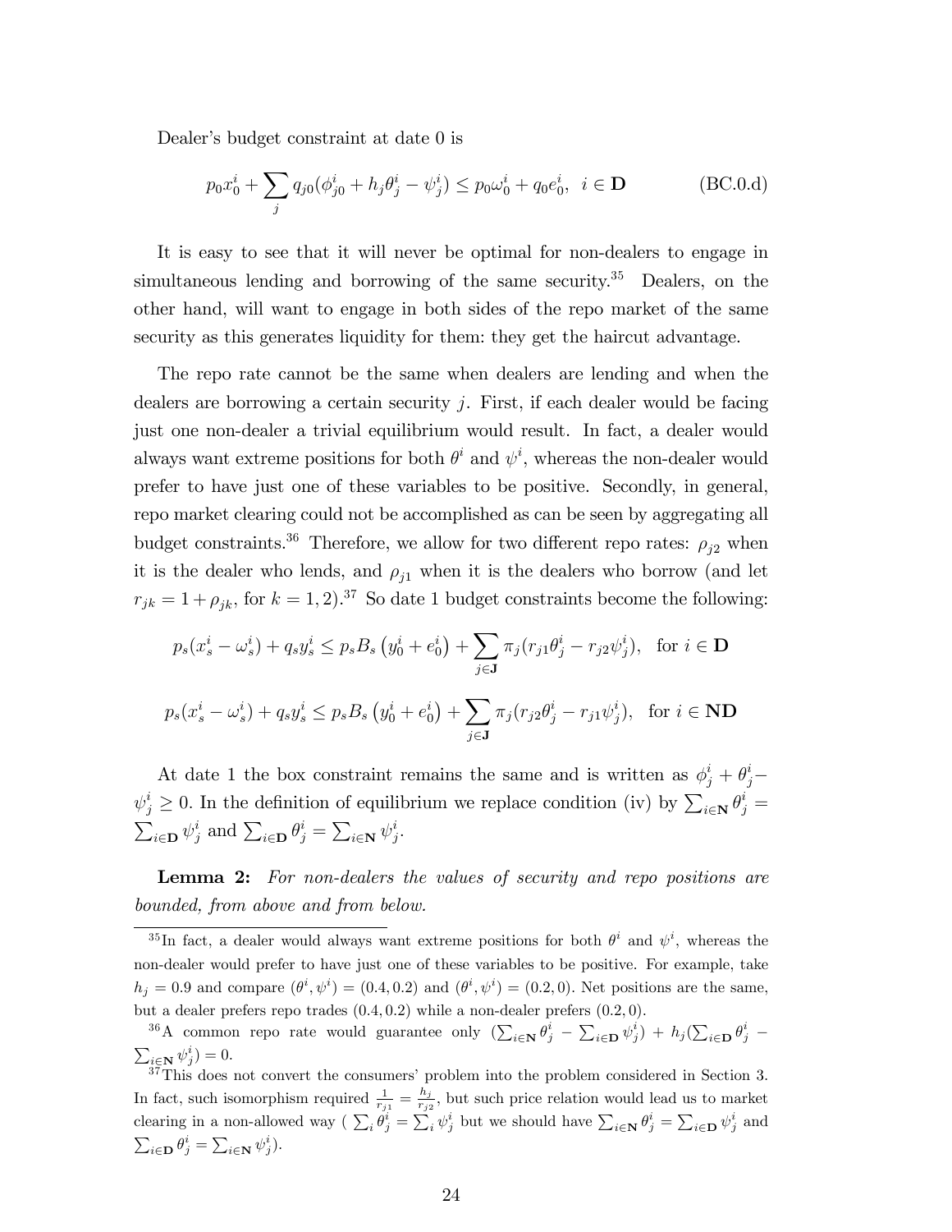Dealer's budget constraint at date 0 is

$$p_0 x_0^i + \sum_j q_{j0}(\phi_{j0}^i + h_j \theta_j^i - \psi_j^i) \leq p_0 \omega_0^i + q_0 e_0^i, \;\; i \in \mathbf{D} \qquad \text{(BC.0.d)}$$

It is easy to see that it will never be optimal for non-dealers to engage in simultaneous lending and borrowing of the same security.[35] Dealers, on the other hand, will want to engage in both sides of the repo market of the same security as this generates liquidity for them: they get the haircut advantage.

The repo rate cannot be the same when dealers are lending and when the dealers are borrowing a certain security $j$. First, if each dealer would be facing just one non-dealer a trivial equilibrium would result. In fact, a dealer would always want extreme positions for both $\theta^i$ and $\psi^i$, whereas the non-dealer would prefer to have just one of these variables to be positive. Secondly, in general, repo market clearing could not be accomplished as can be seen by aggregating all budget constraints.[36] Therefore, we allow for two different repo rates: $\rho_{j2}$ when it is the dealer who lends, and $\rho_{j1}$ when it is the dealers who borrow (and let $r_{jk} = 1 + \rho_{jk}$, for $k = 1, 2$).[37] So date 1 budget constraints become the following:

$$p_s(x_s^i - \omega_s^i) + q_s y_s^i \leq p_s B_s\left(y_0^i + e_0^i\right) + \sum_{j \in \mathbf{J}} \pi_j (r_{j1}\theta_j^i - r_{j2}\psi_j^i), \;\; \text{for } i \in \mathbf{D}$$

$$p_s(x_s^i - \omega_s^i) + q_s y_s^i \leq p_s B_s\left(y_0^i + e_0^i\right) + \sum_{j \in \mathbf{J}} \pi_j (r_{j2}\theta_j^i - r_{j1}\psi_j^i), \;\; \text{for } i \in \mathbf{ND}$$

At date 1 the box constraint remains the same and is written as $\phi_j^i + \theta_j^i - \psi_j^i \geq 0$. In the definition of equilibrium we replace condition (iv) by $\sum_{i \in \mathbf{N}} \theta_j^i = \sum_{i \in \mathbf{D}} \psi_j^i$ and $\sum_{i \in \mathbf{D}} \theta_j^i = \sum_{i \in \mathbf{N}} \psi_j^i$.

**Lemma 2:** *For non-dealers the values of security and repo positions are bounded, from above and from below.*

---

[35] In fact, a dealer would always want extreme positions for both $\theta^i$ and $\psi^i$, whereas the non-dealer would prefer to have just one of these variables to be positive. For example, take $h_j = 0.9$ and compare $(\theta^i, \psi^i) = (0.4, 0.2)$ and $(\theta^i, \psi^i) = (0.2, 0)$. Net positions are the same, but a dealer prefers repo trades $(0.4, 0.2)$ while a non-dealer prefers $(0.2, 0)$.

[36] A common repo rate would guarantee only $(\sum_{i \in \mathbf{N}} \theta_j^i - \sum_{i \in \mathbf{D}} \psi_j^i) + h_j(\sum_{i \in \mathbf{D}} \theta_j^i - \sum_{i \in \mathbf{N}} \psi_j^i) = 0$.

[37] This does not convert the consumers' problem into the problem considered in Section 3. In fact, such isomorphism required $\frac{1}{r_{j1}} = \frac{h_j}{r_{j2}}$, but such price relation would lead us to market clearing in a non-allowed way ( $\sum_i \theta_j^i = \sum_i \psi_j^i$ but we should have $\sum_{i \in \mathbf{N}} \theta_j^i = \sum_{i \in \mathbf{D}} \psi_j^i$ and $\sum_{i \in \mathbf{D}} \theta_j^i = \sum_{i \in \mathbf{N}} \psi_j^i$).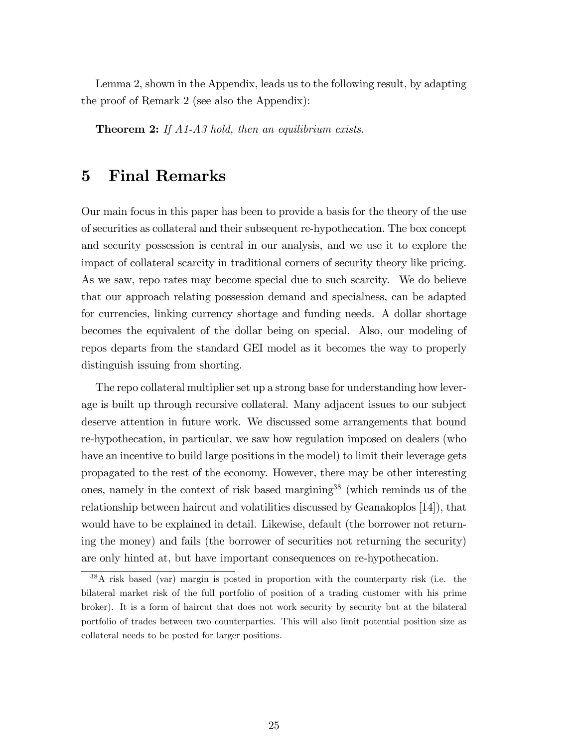Lemma 2, shown in the Appendix, leads us to the following result, by adapting the proof of Remark 2 (see also the Appendix):

**Theorem 2:** *If A1-A3 hold, then an equilibrium exists.*

# 5 Final Remarks

Our main focus in this paper has been to provide a basis for the theory of the use of securities as collateral and their subsequent re-hypothecation. The box concept and security possession is central in our analysis, and we use it to explore the impact of collateral scarcity in traditional corners of security theory like pricing. As we saw, repo rates may become special due to such scarcity. We do believe that our approach relating possession demand and specialness, can be adapted for currencies, linking currency shortage and funding needs. A dollar shortage becomes the equivalent of the dollar being on special. Also, our modeling of repos departs from the standard GEI model as it becomes the way to properly distinguish issuing from shorting.

The repo collateral multiplier set up a strong base for understanding how leverage is built up through recursive collateral. Many adjacent issues to our subject deserve attention in future work. We discussed some arrangements that bound re-hypothecation, in particular, we saw how regulation imposed on dealers (who have an incentive to build large positions in the model) to limit their leverage gets propagated to the rest of the economy. However, there may be other interesting ones, namely in the context of risk based margining[38] (which reminds us of the relationship between haircut and volatilities discussed by Geanakoplos [14]), that would have to be explained in detail. Likewise, default (the borrower not returning the money) and fails (the borrower of securities not returning the security) are only hinted at, but have important consequences on re-hypothecation.

[38] A risk based (var) margin is posted in proportion with the counterparty risk (i.e. the bilateral market risk of the full portfolio of position of a trading customer with his prime broker). It is a form of haircut that does not work security by security but at the bilateral portfolio of trades between two counterparties. This will also limit potential position size as collateral needs to be posted for larger positions.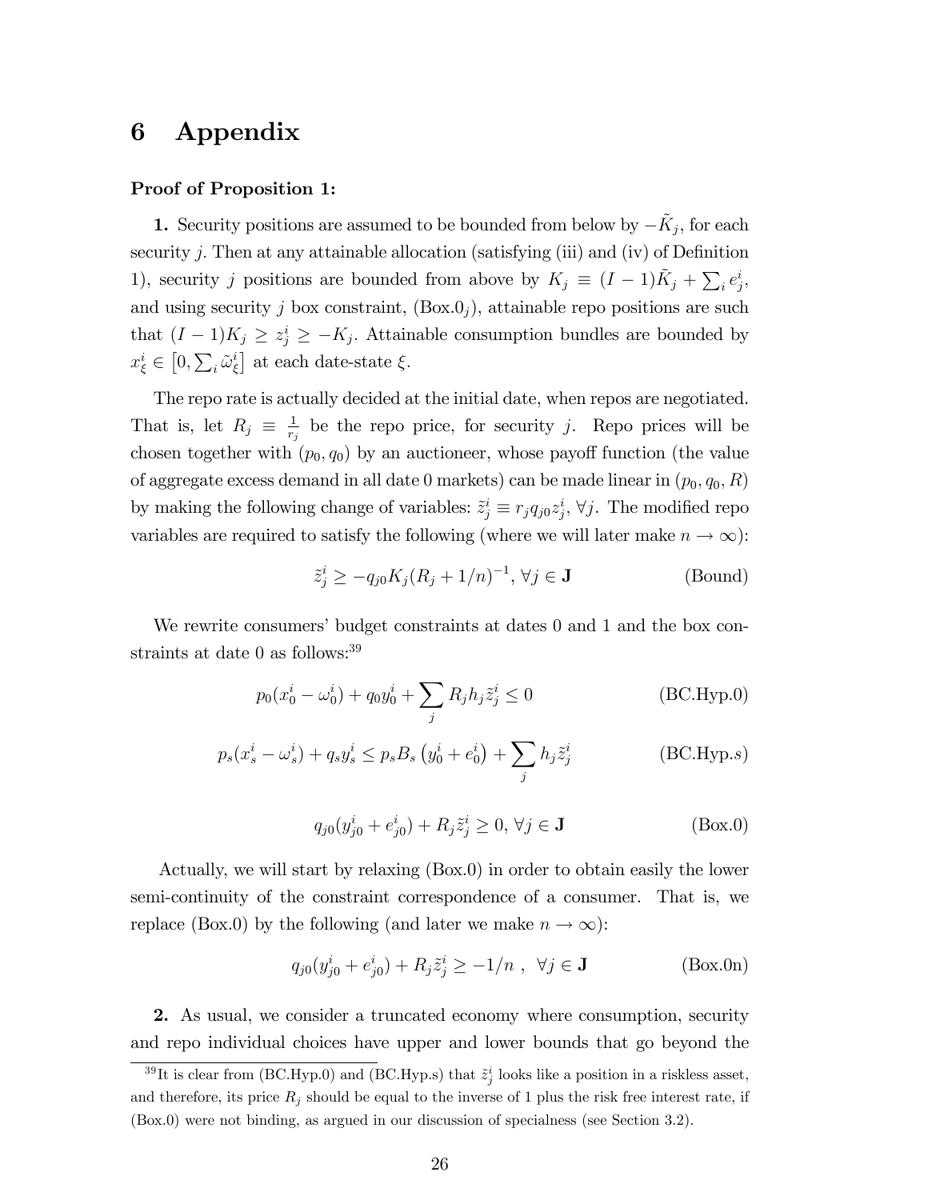# 6 Appendix

**Proof of Proposition 1:**

**1.** Security positions are assumed to be bounded from below by $-\tilde{K}_j$, for each security $j$. Then at any attainable allocation (satisfying (iii) and (iv) of Definition 1), security $j$ positions are bounded from above by $K_j \equiv (I-1)\tilde{K}_j + \sum_i e^i_j$, and using security $j$ box constraint, (Box.0$_j$), attainable repo positions are such that $(I-1)K_j \geq z^i_j \geq -K_j$. Attainable consumption bundles are bounded by $x^i_\xi \in \left[0, \sum_i \tilde{\omega}^i_\xi\right]$ at each date-state $\xi$.

The repo rate is actually decided at the initial date, when repos are negotiated. That is, let $R_j \equiv \frac{1}{r_j}$ be the repo price, for security $j$. Repo prices will be chosen together with $(p_0, q_0)$ by an auctioneer, whose payoff function (the value of aggregate excess demand in all date 0 markets) can be made linear in $(p_0, q_0, R)$ by making the following change of variables: $\tilde{z}^i_j \equiv r_j q_{j0} z^i_j$, $\forall j$. The modified repo variables are required to satisfy the following (where we will later make $n \to \infty$):

$$\tilde{z}^i_j \geq -q_{j0} K_j (R_j + 1/n)^{-1}, \; \forall j \in \mathbf{J} \tag{Bound}$$

We rewrite consumers' budget constraints at dates 0 and 1 and the box constraints at date 0 as follows:[39]

$$p_0(x^i_0 - \omega^i_0) + q_0 y^i_0 + \sum_j R_j h_j \tilde{z}^i_j \leq 0 \tag{BC.Hyp.0}$$

$$p_s(x^i_s - \omega^i_s) + q_s y^i_s \leq p_s B_s \left(y^i_0 + e^i_0\right) + \sum_j h_j \tilde{z}^i_j \tag{BC.Hyp.$s$}$$

$$q_{j0}(y^i_{j0} + e^i_{j0}) + R_j \tilde{z}^i_j \geq 0, \; \forall j \in \mathbf{J} \tag{Box.0}$$

Actually, we will start by relaxing (Box.0) in order to obtain easily the lower semi-continuity of the constraint correspondence of a consumer. That is, we replace (Box.0) by the following (and later we make $n \to \infty$):

$$q_{j0}(y^i_{j0} + e^i_{j0}) + R_j \tilde{z}^i_j \geq -1/n \;, \; \forall j \in \mathbf{J} \tag{Box.0n}$$

**2.** As usual, we consider a truncated economy where consumption, security and repo individual choices have upper and lower bounds that go beyond the

[39] It is clear from (BC.Hyp.0) and (BC.Hyp.s) that $\tilde{z}^i_j$ looks like a position in a riskless asset, and therefore, its price $R_j$ should be equal to the inverse of 1 plus the risk free interest rate, if (Box.0) were not binding, as argued in our discussion of specialness (see Section 3.2).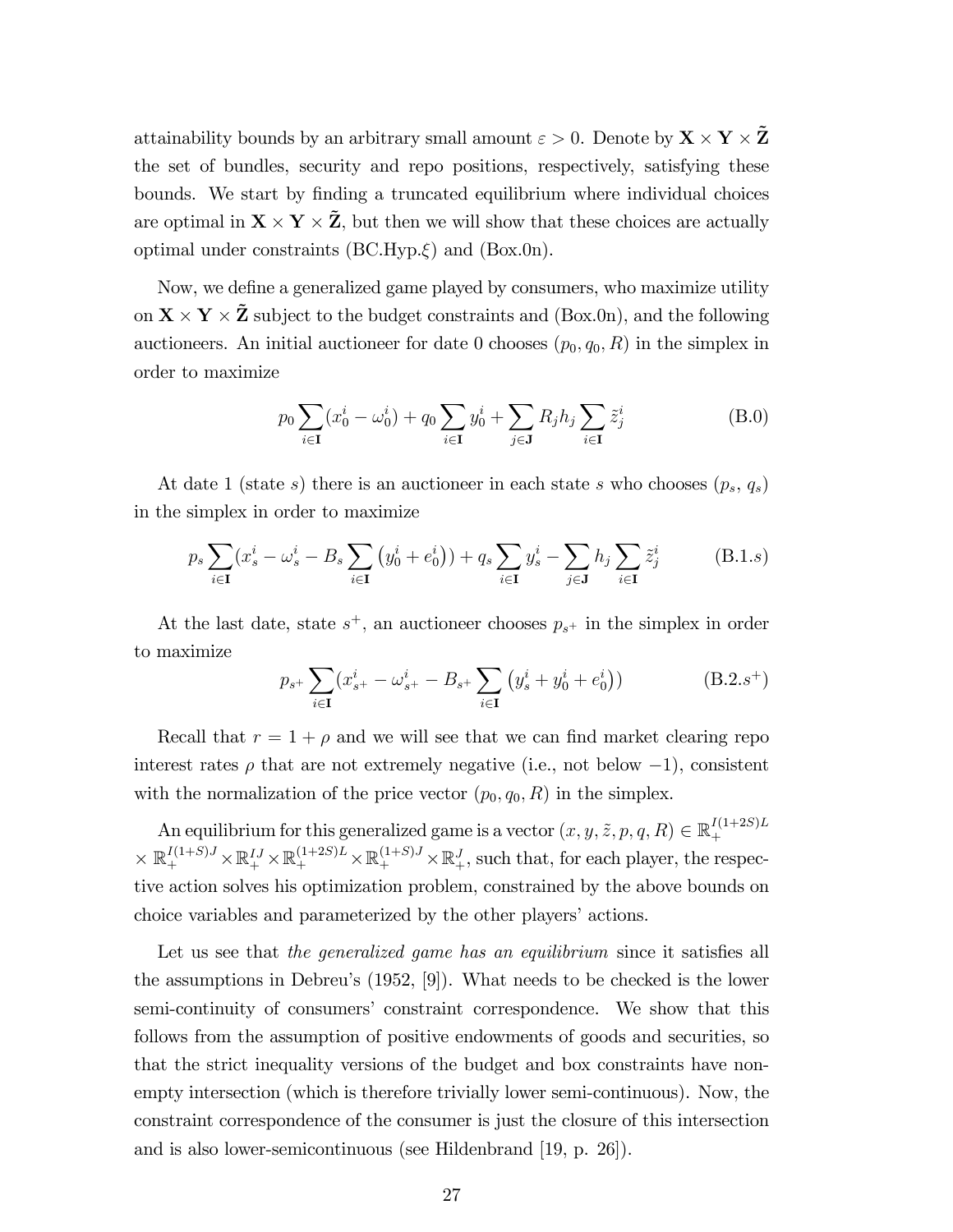attainability bounds by an arbitrary small amount $\varepsilon > 0$. Denote by $\mathbf{X} \times \mathbf{Y} \times \tilde{\mathbf{Z}}$ the set of bundles, security and repo positions, respectively, satisfying these bounds. We start by finding a truncated equilibrium where individual choices are optimal in $\mathbf{X} \times \mathbf{Y} \times \tilde{\mathbf{Z}}$, but then we will show that these choices are actually optimal under constraints (BC.Hyp.$\xi$) and (Box.0n).

Now, we define a generalized game played by consumers, who maximize utility on $\mathbf{X} \times \mathbf{Y} \times \tilde{\mathbf{Z}}$ subject to the budget constraints and (Box.0n), and the following auctioneers. An initial auctioneer for date 0 chooses $(p_0, q_0, R)$ in the simplex in order to maximize

$$p_0 \sum_{i \in \mathbf{I}} (x_0^i - \omega_0^i) + q_0 \sum_{i \in \mathbf{I}} y_0^i + \sum_{j \in \mathbf{J}} R_j h_j \sum_{i \in \mathbf{I}} \tilde{z}_j^i \tag{B.0}$$

At date 1 (state $s$) there is an auctioneer in each state $s$ who chooses $(p_s, q_s)$ in the simplex in order to maximize

$$p_s \sum_{i \in \mathbf{I}} (x_s^i - \omega_s^i - B_s \sum_{i \in \mathbf{I}} \left(y_0^i + e_0^i\right)) + q_s \sum_{i \in \mathbf{I}} y_s^i - \sum_{j \in \mathbf{J}} h_j \sum_{i \in \mathbf{I}} \tilde{z}_j^i \tag{B.1.$s$}$$

At the last date, state $s^+$, an auctioneer chooses $p_{s^+}$ in the simplex in order to maximize

$$p_{s^+} \sum_{i \in \mathbf{I}} (x_{s^+}^i - \omega_{s^+}^i - B_{s^+} \sum_{i \in \mathbf{I}} \left(y_s^i + y_0^i + e_0^i\right)) \tag{B.2.$s^+$}$$

Recall that $r = 1 + \rho$ and we will see that we can find market clearing repo interest rates $\rho$ that are not extremely negative (i.e., not below $-1$), consistent with the normalization of the price vector $(p_0, q_0, R)$ in the simplex.

An equilibrium for this generalized game is a vector $(x, y, \tilde{z}, p, q, R) \in \mathbb{R}_+^{I(1+2S)L} \times \mathbb{R}_+^{I(1+S)J} \times \mathbb{R}_+^{IJ} \times \mathbb{R}_+^{(1+2S)L} \times \mathbb{R}_+^{(1+S)J} \times \mathbb{R}_+^{J}$, such that, for each player, the respective action solves his optimization problem, constrained by the above bounds on choice variables and parameterized by the other players' actions.

Let us see that *the generalized game has an equilibrium* since it satisfies all the assumptions in Debreu's (1952, [9]). What needs to be checked is the lower semi-continuity of consumers' constraint correspondence. We show that this follows from the assumption of positive endowments of goods and securities, so that the strict inequality versions of the budget and box constraints have nonempty intersection (which is therefore trivially lower semi-continuous). Now, the constraint correspondence of the consumer is just the closure of this intersection and is also lower-semicontinuous (see Hildenbrand [19, p. 26]).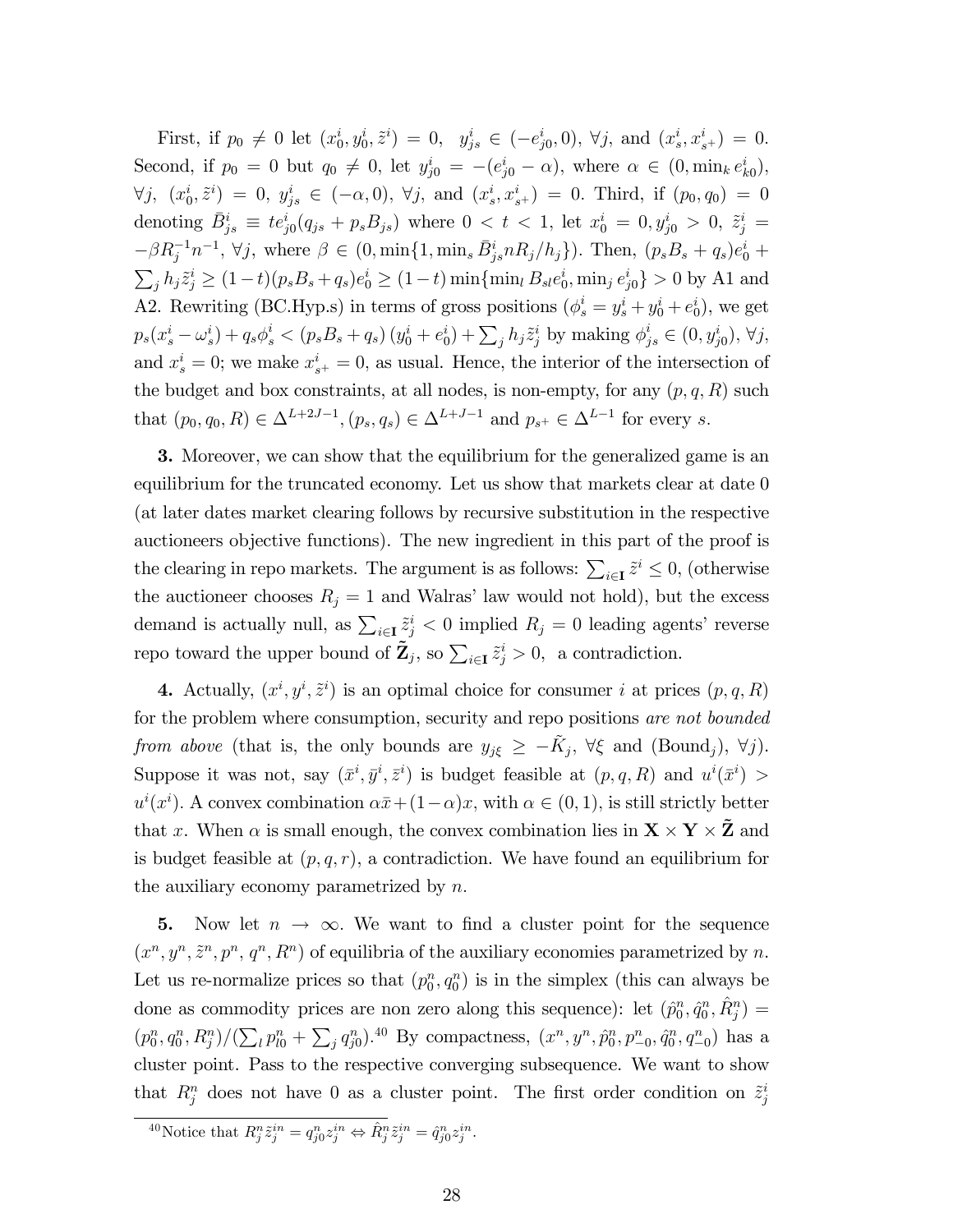First, if $p_0 \neq 0$ let $(x_0^i, y_0^i, \tilde{z}^i) = 0$, $y_{js}^i \in (-e_{j0}^i, 0)$, $\forall j$, and $(x_s^i, x_{s^+}^i) = 0$. Second, if $p_0 = 0$ but $q_0 \neq 0$, let $y_{j0}^i = -(e_{j0}^i - \alpha)$, where $\alpha \in (0, \min_k e_{k0}^i)$, $\forall j$, $(x_0^i, \tilde{z}^i) = 0$, $y_{js}^i \in (-\alpha, 0)$, $\forall j$, and $(x_s^i, x_{s^+}^i) = 0$. Third, if $(p_0, q_0) = 0$ denoting $\bar{B}_{js}^i \equiv t e_{j0}^i (q_{js} + p_s B_{js})$ where $0 < t < 1$, let $x_0^i = 0, y_{j0}^i > 0$, $\tilde{z}_j^i = -\beta R_j^{-1} n^{-1}$, $\forall j$, where $\beta \in (0, \min\{1, \min_s \bar{B}_{js}^i n R_j / h_j\})$. Then, $(p_s B_s + q_s) e_0^i + \sum_j h_j \tilde{z}_j^i \geq (1-t)(p_s B_s + q_s) e_0^i \geq (1-t) \min\{\min_l B_{sl} e_0^i, \min_j e_{j0}^i\} > 0$ by A1 and A2. Rewriting (BC.Hyp.s) in terms of gross positions ($\phi_s^i = y_s^i + y_0^i + e_0^i$), we get $p_s(x_s^i - \omega_s^i) + q_s \phi_s^i < (p_s B_s + q_s)(y_0^i + e_0^i) + \sum_j h_j \tilde{z}_j^i$ by making $\phi_{js}^i \in (0, y_{j0}^i)$, $\forall j$, and $x_s^i = 0$; we make $x_{s^+}^i = 0$, as usual. Hence, the interior of the intersection of the budget and box constraints, at all nodes, is non-empty, for any $(p, q, R)$ such that $(p_0, q_0, R) \in \Delta^{L+2J-1}$, $(p_s, q_s) \in \Delta^{L+J-1}$ and $p_{s^+} \in \Delta^{L-1}$ for every $s$.

**3.** Moreover, we can show that the equilibrium for the generalized game is an equilibrium for the truncated economy. Let us show that markets clear at date 0 (at later dates market clearing follows by recursive substitution in the respective auctioneers objective functions). The new ingredient in this part of the proof is the clearing in repo markets. The argument is as follows: $\sum_{i \in \mathbf{I}} \tilde{z}^i \leq 0$, (otherwise the auctioneer chooses $R_j = 1$ and Walras' law would not hold), but the excess demand is actually null, as $\sum_{i \in \mathbf{I}} \tilde{z}_j^i < 0$ implied $R_j = 0$ leading agents' reverse repo toward the upper bound of $\tilde{\mathbf{Z}}_j$, so $\sum_{i \in \mathbf{I}} \tilde{z}_j^i > 0$, a contradiction.

**4.** Actually, $(x^i, y^i, \tilde{z}^i)$ is an optimal choice for consumer $i$ at prices $(p, q, R)$ for the problem where consumption, security and repo positions *are not bounded from above* (that is, the only bounds are $y_{j\xi} \geq -\tilde{K}_j$, $\forall \xi$ and (Bound$_j$), $\forall j$). Suppose it was not, say $(\bar{x}^i, \bar{y}^i, \bar{z}^i)$ is budget feasible at $(p, q, R)$ and $u^i(\bar{x}^i) > u^i(x^i)$. A convex combination $\alpha \bar{x} + (1-\alpha) x$, with $\alpha \in (0, 1)$, is still strictly better that $x$. When $\alpha$ is small enough, the convex combination lies in $\mathbf{X} \times \mathbf{Y} \times \tilde{\mathbf{Z}}$ and is budget feasible at $(p, q, r)$, a contradiction. We have found an equilibrium for the auxiliary economy parametrized by $n$.

**5.** Now let $n \to \infty$. We want to find a cluster point for the sequence $(x^n, y^n, \tilde{z}^n, p^n, q^n, R^n)$ of equilibria of the auxiliary economies parametrized by $n$. Let us re-normalize prices so that $(p_0^n, q_0^n)$ is in the simplex (this can always be done as commodity prices are non zero along this sequence): let $(\hat{p}_0^n, \hat{q}_0^n, \hat{R}_j^n) = (p_0^n, q_0^n, R_j^n)/(\sum_l p_{l0}^n + \sum_j q_{j0}^n)$.[40] By compactness, $(x^n, y^n, \hat{p}_0^n, p_{-0}^n, \hat{q}_0^n, q_{-0}^n)$ has a cluster point. Pass to the respective converging subsequence. We want to show that $R_j^n$ does not have 0 as a cluster point. The first order condition on $\tilde{z}_j^i$

[40] Notice that $R_j^n \tilde{z}_j^{in} = q_{j0}^n z_j^{in} \Leftrightarrow \hat{R}_j^n \tilde{z}_j^{in} = \hat{q}_{j0}^n z_j^{in}$.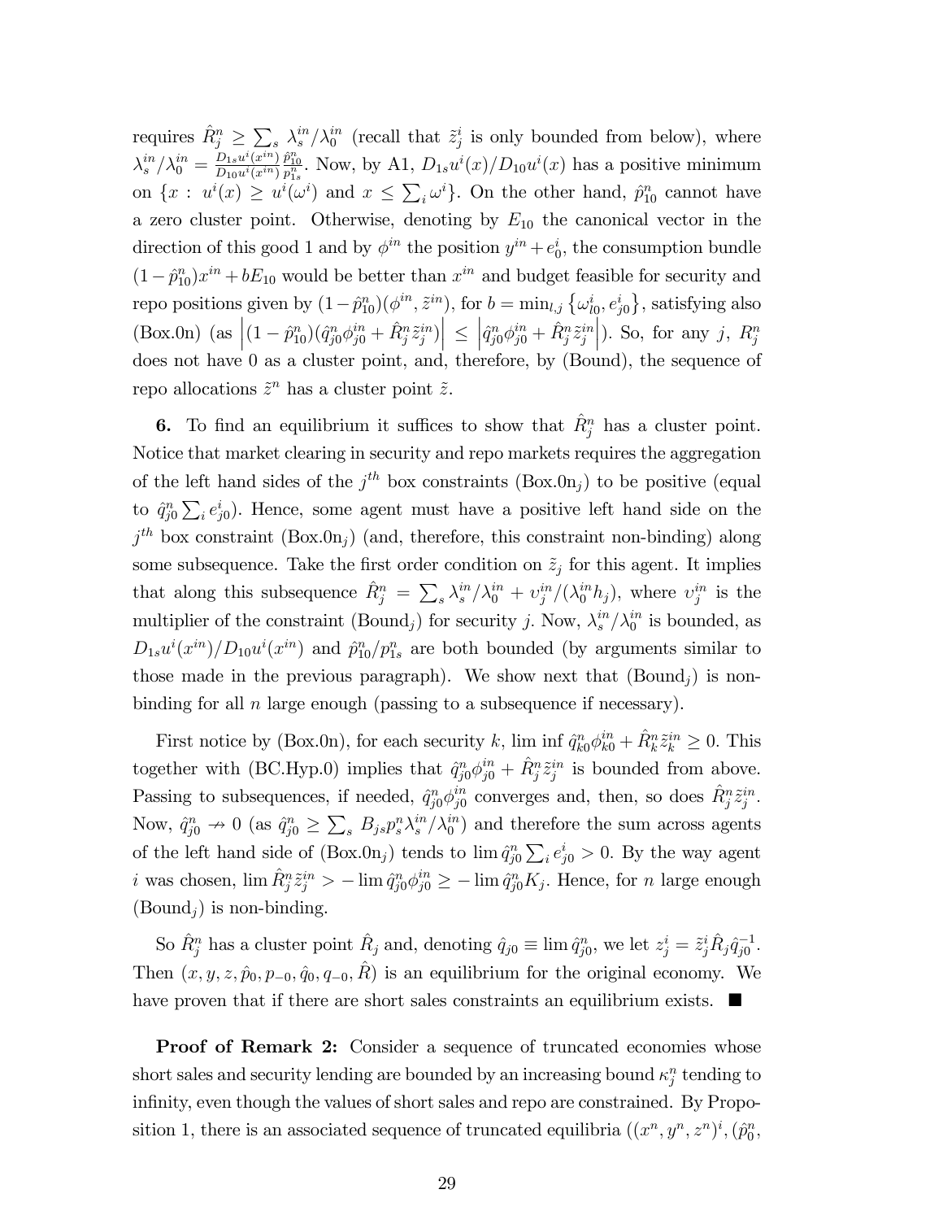requires $\hat{R}_j^n \geq \sum_s \lambda_s^{in}/\lambda_0^{in}$ (recall that $\tilde{z}_j^i$ is only bounded from below), where $\lambda_s^{in}/\lambda_0^{in} = \frac{D_{1s}u^i(x^{in})}{D_{10}u^i(x^{in})}\frac{\hat{p}_{10}^n}{p_{1s}^n}$. Now, by A1, $D_{1s}u^i(x)/D_{10}u^i(x)$ has a positive minimum on $\{x : u^i(x) \geq u^i(\omega^i)$ and $x \leq \sum_i \omega^i\}$. On the other hand, $\hat{p}_{10}^n$ cannot have a zero cluster point. Otherwise, denoting by $E_{10}$ the canonical vector in the direction of this good 1 and by $\phi^{in}$ the position $y^{in} + e_0^i$, the consumption bundle $(1 - \hat{p}_{10}^n)x^{in} + bE_{10}$ would be better than $x^{in}$ and budget feasible for security and repo positions given by $(1 - \hat{p}_{10}^n)(\phi^{in}, \tilde{z}^{in})$, for $b = \min_{l,j}\left\{\omega_{l0}^i, e_{j0}^i\right\}$, satisfying also (Box.0n) (as $\left|(1 - \hat{p}_{10}^n)(\hat{q}_{j0}^n\phi_{j0}^{in} + \hat{R}_j^n\tilde{z}_j^{in})\right| \leq \left|\hat{q}_{j0}^n\phi_{j0}^{in} + \hat{R}_j^n\tilde{z}_j^{in}\right|$). So, for any $j$, $R_j^n$ does not have 0 as a cluster point, and, therefore, by (Bound), the sequence of repo allocations $\tilde{z}^n$ has a cluster point $\tilde{z}$.

**6.** To find an equilibrium it suffices to show that $\hat{R}_j^n$ has a cluster point. Notice that market clearing in security and repo markets requires the aggregation of the left hand sides of the $j^{th}$ box constraints (Box.0n$_j$) to be positive (equal to $\hat{q}_{j0}^n \sum_i e_{j0}^i$). Hence, some agent must have a positive left hand side on the $j^{th}$ box constraint (Box.0n$_j$) (and, therefore, this constraint non-binding) along some subsequence. Take the first order condition on $\tilde{z}_j$ for this agent. It implies that along this subsequence $\hat{R}_j^n = \sum_s \lambda_s^{in}/\lambda_0^{in} + \upsilon_j^{in}/(\lambda_0^{in}h_j)$, where $\upsilon_j^{in}$ is the multiplier of the constraint (Bound$_j$) for security $j$. Now, $\lambda_s^{in}/\lambda_0^{in}$ is bounded, as $D_{1s}u^i(x^{in})/D_{10}u^i(x^{in})$ and $\hat{p}_{10}^n/p_{1s}^n$ are both bounded (by arguments similar to those made in the previous paragraph). We show next that (Bound$_j$) is non-binding for all $n$ large enough (passing to a subsequence if necessary).

First notice by (Box.0n), for each security $k$, $\liminf \hat{q}_{k0}^n\phi_{k0}^{in} + \hat{R}_k^n\tilde{z}_k^{in} \geq 0$. This together with (BC.Hyp.0) implies that $\hat{q}_{j0}^n\phi_{j0}^{in} + \hat{R}_j^n\tilde{z}_j^{in}$ is bounded from above. Passing to subsequences, if needed, $\hat{q}_{j0}^n\phi_{j0}^{in}$ converges and, then, so does $\hat{R}_j^n\tilde{z}_j^{in}$. Now, $\hat{q}_{j0}^n \nrightarrow 0$ (as $\hat{q}_{j0}^n \geq \sum_s B_{js}p_s^n\lambda_s^{in}/\lambda_0^{in}$) and therefore the sum across agents of the left hand side of (Box.0n$_j$) tends to $\lim \hat{q}_{j0}^n \sum_i e_{j0}^i > 0$. By the way agent $i$ was chosen, $\lim \hat{R}_j^n\tilde{z}_j^{in} > -\lim \hat{q}_{j0}^n\phi_{j0}^{in} \geq -\lim \hat{q}_{j0}^n K_j$. Hence, for $n$ large enough (Bound$_j$) is non-binding.

So $\hat{R}_j^n$ has a cluster point $\hat{R}_j$ and, denoting $\hat{q}_{j0} \equiv \lim \hat{q}_{j0}^n$, we let $z_j^i = \tilde{z}_j^i\hat{R}_j\hat{q}_{j0}^{-1}$. Then $(x, y, z, \hat{p}_0, p_{-0}, \hat{q}_0, q_{-0}, \hat{R})$ is an equilibrium for the original economy. We have proven that if there are short sales constraints an equilibrium exists. ■

**Proof of Remark 2:** Consider a sequence of truncated economies whose short sales and security lending are bounded by an increasing bound $\kappa_j^n$ tending to infinity, even though the values of short sales and repo are constrained. By Proposition 1, there is an associated sequence of truncated equilibria $((x^n, y^n, z^n)^i, (\hat{p}_0^n,$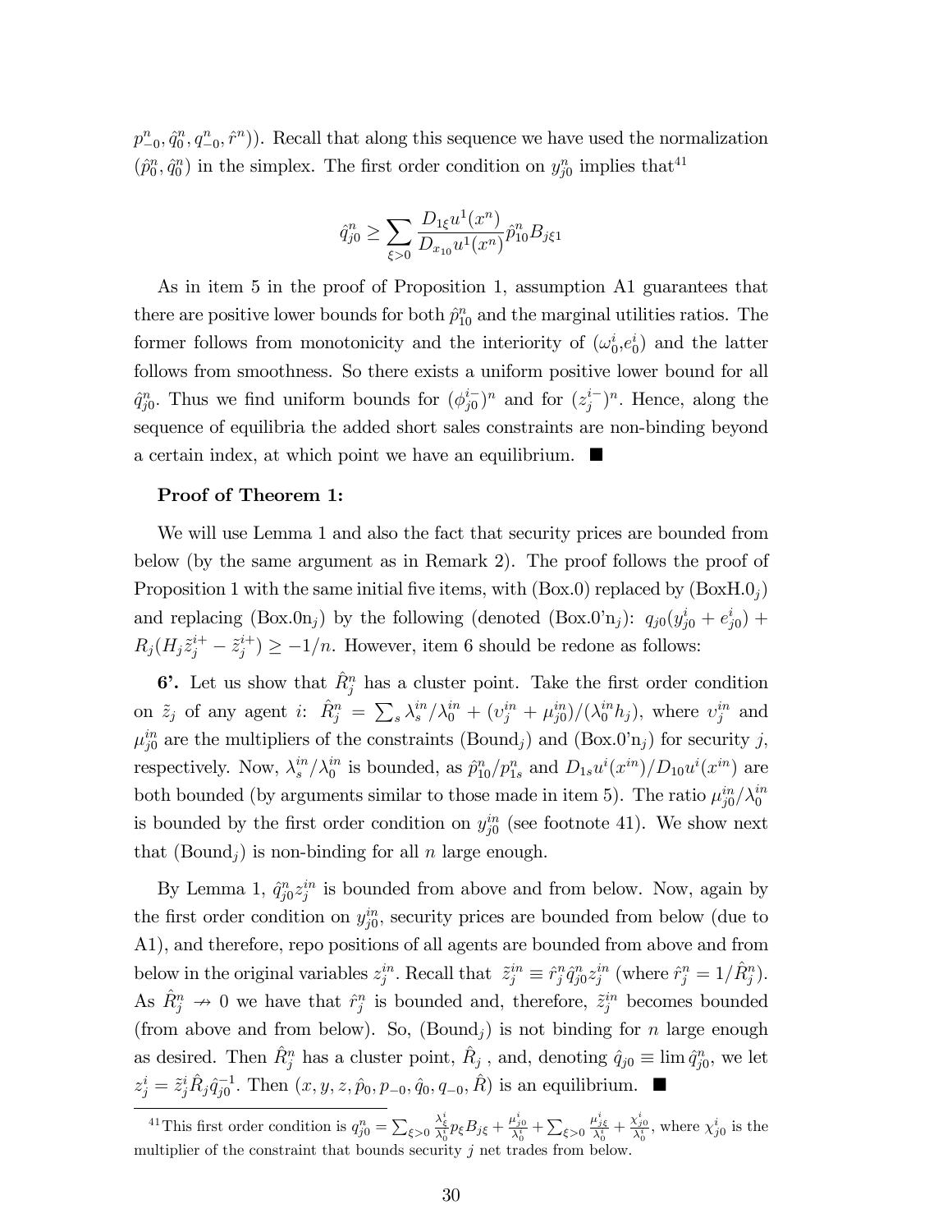$p^n_{-0}, \hat{q}^n_0, q^n_{-0}, \hat{r}^n)$). Recall that along this sequence we have used the normalization $(\hat{p}^n_0, \hat{q}^n_0)$ in the simplex. The first order condition on $y^n_{j0}$ implies that[41]

$$\hat{q}^n_{j0} \geq \sum_{\xi>0} \frac{D_{1\xi}u^1(x^n)}{D_{x_{10}}u^1(x^n)} \hat{p}^n_{10} B_{j\xi 1}$$

As in item 5 in the proof of Proposition 1, assumption A1 guarantees that there are positive lower bounds for both $\hat{p}^n_{10}$ and the marginal utilities ratios. The former follows from monotonicity and the interiority of $(\omega^i_0, e^i_0)$ and the latter follows from smoothness. So there exists a uniform positive lower bound for all $\hat{q}^n_{j0}$. Thus we find uniform bounds for $(\phi^{i-}_{j0})^n$ and for $(z^{i-}_j)^n$. Hence, along the sequence of equilibria the added short sales constraints are non-binding beyond a certain index, at which point we have an equilibrium. ■

**Proof of Theorem 1:**

We will use Lemma 1 and also the fact that security prices are bounded from below (by the same argument as in Remark 2). The proof follows the proof of Proposition 1 with the same initial five items, with (Box.0) replaced by (BoxH.0$_j$) and replacing (Box.0n$_j$) by the following (denoted (Box.0'n$_j$): $q_{j0}(y^i_{j0} + e^i_{j0}) + R_j(H_j \tilde{z}^{i+}_j - \tilde{z}^{i+}_j) \geq -1/n$. However, item 6 should be redone as follows:

**6'.** Let us show that $\hat{R}^n_j$ has a cluster point. Take the first order condition on $\tilde{z}_j$ of any agent $i$: $\hat{R}^n_j = \sum_s \lambda^{in}_s/\lambda^{in}_0 + (v^{in}_j + \mu^{in}_{j0})/(\lambda^{in}_0 h_j)$, where $v^{in}_j$ and $\mu^{in}_{j0}$ are the multipliers of the constraints (Bound$_j$) and (Box.0'n$_j$) for security $j$, respectively. Now, $\lambda^{in}_s/\lambda^{in}_0$ is bounded, as $\hat{p}^n_{10}/p^n_{1s}$ and $D_{1s}u^i(x^{in})/D_{10}u^i(x^{in})$ are both bounded (by arguments similar to those made in item 5). The ratio $\mu^{in}_{j0}/\lambda^{in}_0$ is bounded by the first order condition on $y^{in}_{j0}$ (see footnote 41). We show next that (Bound$_j$) is non-binding for all $n$ large enough.

By Lemma 1, $\hat{q}^n_{j0} z^{in}_j$ is bounded from above and from below. Now, again by the first order condition on $y^{in}_{j0}$, security prices are bounded from below (due to A1), and therefore, repo positions of all agents are bounded from above and from below in the original variables $z^{in}_j$. Recall that $\tilde{z}^{in}_j \equiv \hat{r}^n_j \hat{q}^n_{j0} z^{in}_j$ (where $\hat{r}^n_j = 1/\hat{R}^n_j$). As $\hat{R}^n_j \nrightarrow 0$ we have that $\hat{r}^n_j$ is bounded and, therefore, $\tilde{z}^{in}_j$ becomes bounded (from above and from below). So, (Bound$_j$) is not binding for $n$ large enough as desired. Then $\hat{R}^n_j$ has a cluster point, $\hat{R}_j$ , and, denoting $\hat{q}_{j0} \equiv \lim \hat{q}^n_{j0}$, we let $z^i_j = \tilde{z}^i_j \hat{R}_j \hat{q}^{-1}_{j0}$. Then $(x, y, z, \hat{p}_0, p_{-0}, \hat{q}_0, q_{-0}, \hat{R})$ is an equilibrium. ■

[41] This first order condition is $q^n_{j0} = \sum_{\xi>0} \frac{\lambda^i_\xi}{\lambda^i_0} p_\xi B_{j\xi} + \frac{\mu^i_{j0}}{\lambda^i_0} + \sum_{\xi>0} \frac{\mu^i_{j\xi}}{\lambda^i_0} + \frac{\chi^i_{j0}}{\lambda^i_0}$, where $\chi^i_{j0}$ is the multiplier of the constraint that bounds security $j$ net trades from below.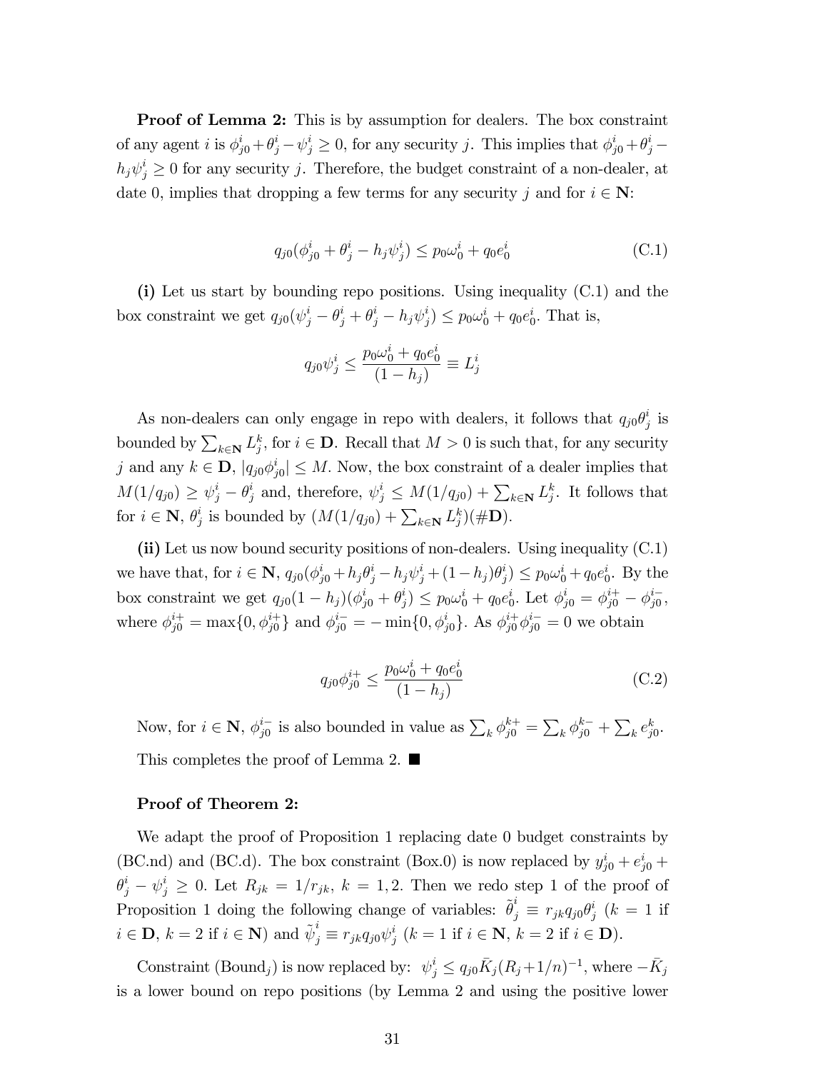**Proof of Lemma 2:** This is by assumption for dealers. The box constraint of any agent $i$ is $\phi^i_{j0}+\theta^i_j-\psi^i_j \geq 0$, for any security $j$. This implies that $\phi^i_{j0}+\theta^i_j-h_j\psi^i_j \geq 0$ for any security $j$. Therefore, the budget constraint of a non-dealer, at date 0, implies that dropping a few terms for any security $j$ and for $i \in \mathbf{N}$:

$$q_{j0}(\phi^i_{j0}+\theta^i_j-h_j\psi^i_j) \leq p_0\omega^i_0+q_0e^i_0 \tag{C.1}$$

**(i)** Let us start by bounding repo positions. Using inequality (C.1) and the box constraint we get $q_{j0}(\psi^i_j-\theta^i_j+\theta^i_j-h_j\psi^i_j) \leq p_0\omega^i_0+q_0e^i_0$. That is,

$$q_{j0}\psi^i_j \leq \frac{p_0\omega^i_0+q_0e^i_0}{(1-h_j)} \equiv L^i_j$$

As non-dealers can only engage in repo with dealers, it follows that $q_{j0}\theta^i_j$ is bounded by $\sum_{k\in\mathbf{N}} L^k_j$, for $i \in \mathbf{D}$. Recall that $M>0$ is such that, for any security $j$ and any $k \in \mathbf{D}$, $|q_{j0}\phi^i_{j0}| \leq M$. Now, the box constraint of a dealer implies that $M(1/q_{j0}) \geq \psi^i_j-\theta^i_j$ and, therefore, $\psi^i_j \leq M(1/q_{j0})+\sum_{k\in\mathbf{N}} L^k_j$. It follows that for $i \in \mathbf{N}$, $\theta^i_j$ is bounded by $(M(1/q_{j0})+\sum_{k\in\mathbf{N}} L^k_j)(\#\mathbf{D})$.

**(ii)** Let us now bound security positions of non-dealers. Using inequality (C.1) we have that, for $i \in \mathbf{N}$, $q_{j0}(\phi^i_{j0}+h_j\theta^i_j-h_j\psi^i_j+(1-h_j)\theta^i_j) \leq p_0\omega^i_0+q_0e^i_0$. By the box constraint we get $q_{j0}(1-h_j)(\phi^i_{j0}+\theta^i_j) \leq p_0\omega^i_0+q_0e^i_0$. Let $\phi^i_{j0}=\phi^{i+}_{j0}-\phi^{i-}_{j0}$, where $\phi^{i+}_{j0}=\max\{0,\phi^{i+}_{j0}\}$ and $\phi^{i-}_{j0}=-\min\{0,\phi^i_{j0}\}$. As $\phi^{i+}_{j0}\phi^{i-}_{j0}=0$ we obtain

$$q_{j0}\phi^{i+}_{j0} \leq \frac{p_0\omega^i_0+q_0e^i_0}{(1-h_j)} \tag{C.2}$$

Now, for $i \in \mathbf{N}$, $\phi^{i-}_{j0}$ is also bounded in value as $\sum_k \phi^{k+}_{j0}=\sum_k \phi^{k-}_{j0}+\sum_k e^k_{j0}$.

This completes the proof of Lemma 2. ■

**Proof of Theorem 2:**

We adapt the proof of Proposition 1 replacing date 0 budget constraints by (BC.nd) and (BC.d). The box constraint (Box.0) is now replaced by $y^i_{j0}+e^i_{j0}+\theta^i_j-\psi^i_j \geq 0$. Let $R_{jk}=1/r_{jk}$, $k=1,2$. Then we redo step 1 of the proof of Proposition 1 doing the following change of variables: $\tilde{\theta}^i_j \equiv r_{jk}q_{j0}\theta^i_j$ ($k=1$ if $i\in\mathbf{D}$, $k=2$ if $i\in\mathbf{N}$) and $\tilde{\psi}^i_j \equiv r_{jk}q_{j0}\psi^i_j$ ($k=1$ if $i\in\mathbf{N}$, $k=2$ if $i\in\mathbf{D}$).

Constraint (Bound$_j$) is now replaced by: $\psi^i_j \leq q_{j0}\bar{K}_j(R_j+1/n)^{-1}$, where $-\bar{K}_j$ is a lower bound on repo positions (by Lemma 2 and using the positive lower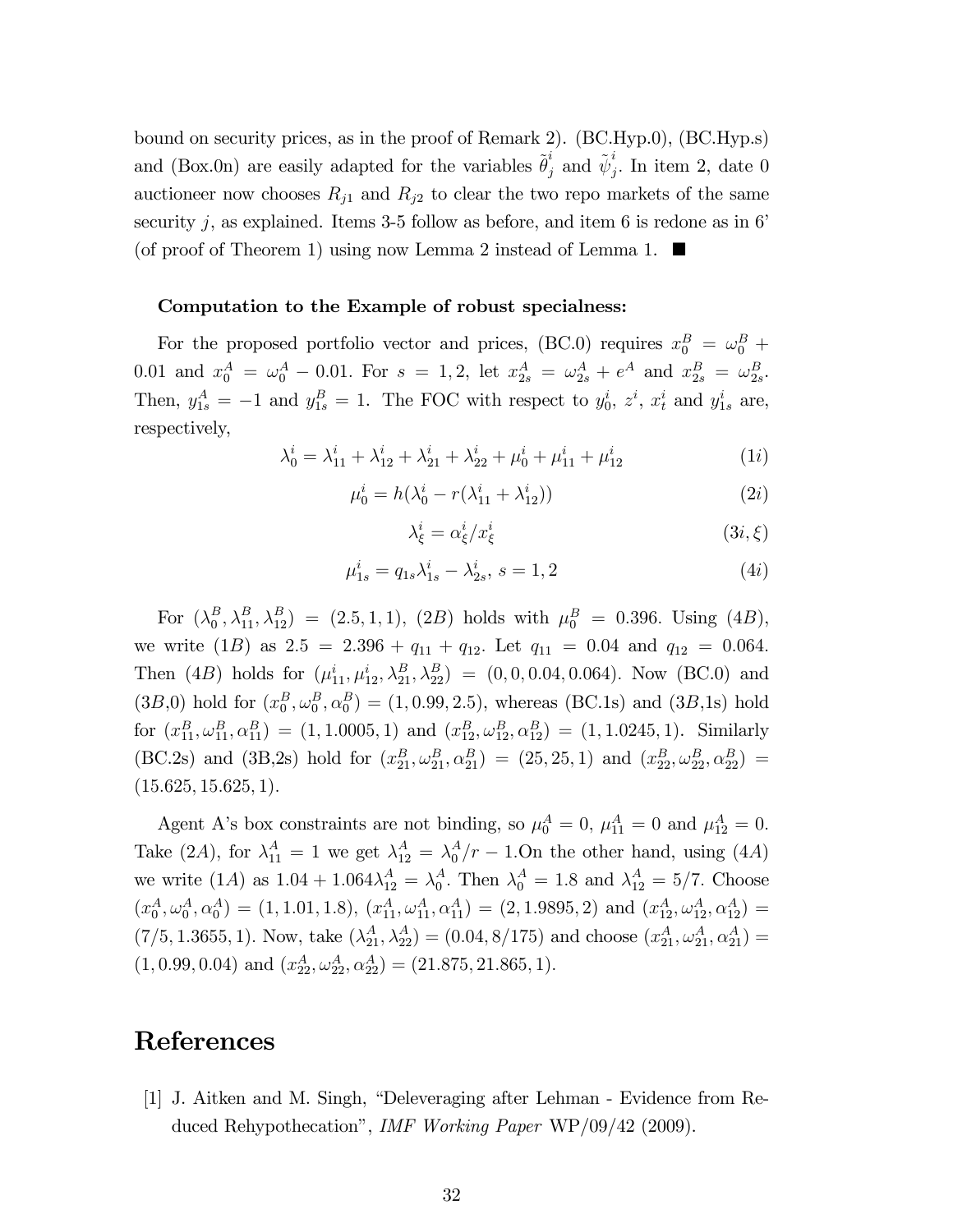bound on security prices, as in the proof of Remark 2). (BC.Hyp.0), (BC.Hyp.s) and (Box.0n) are easily adapted for the variables $\tilde{\theta}^i_j$ and $\tilde{\psi}^i_j$. In item 2, date 0 auctioneer now chooses $R_{j1}$ and $R_{j2}$ to clear the two repo markets of the same security $j$, as explained. Items 3-5 follow as before, and item 6 is redone as in 6' (of proof of Theorem 1) using now Lemma 2 instead of Lemma 1. ■

**Computation to the Example of robust specialness:**

For the proposed portfolio vector and prices, (BC.0) requires $x^B_0 = \omega^B_0 + 0.01$ and $x^A_0 = \omega^A_0 - 0.01$. For $s = 1, 2$, let $x^A_{2s} = \omega^A_{2s} + e^A$ and $x^B_{2s} = \omega^B_{2s}$. Then, $y^A_{1s} = -1$ and $y^B_{1s} = 1$. The FOC with respect to $y^i_0$, $z^i$, $x^i_t$ and $y^i_{1s}$ are, respectively,

$$\lambda^i_0 = \lambda^i_{11} + \lambda^i_{12} + \lambda^i_{21} + \lambda^i_{22} + \mu^i_0 + \mu^i_{11} + \mu^i_{12} \tag{1$i$}$$

$$\mu^i_0 = h(\lambda^i_0 - r(\lambda^i_{11} + \lambda^i_{12})) \tag{2$i$}$$

$$\lambda^i_\xi = \alpha^i_\xi / x^i_\xi \tag{3$i, \xi$}$$

$$\mu^i_{1s} = q_{1s}\lambda^i_{1s} - \lambda^i_{2s},\ s = 1, 2 \tag{4$i$}$$

For $(\lambda^B_0, \lambda^B_{11}, \lambda^B_{12}) = (2.5, 1, 1)$, $(2B)$ holds with $\mu^B_0 = 0.396$. Using $(4B)$, we write $(1B)$ as $2.5 = 2.396 + q_{11} + q_{12}$. Let $q_{11} = 0.04$ and $q_{12} = 0.064$. Then $(4B)$ holds for $(\mu^i_{11}, \mu^i_{12}, \lambda^B_{21}, \lambda^B_{22}) = (0, 0, 0.04, 0.064)$. Now (BC.0) and $(3B,0)$ hold for $(x^B_0, \omega^B_0, \alpha^B_0) = (1, 0.99, 2.5)$, whereas (BC.1s) and $(3B,1\text{s})$ hold for $(x^B_{11}, \omega^B_{11}, \alpha^B_{11}) = (1, 1.0005, 1)$ and $(x^B_{12}, \omega^B_{12}, \alpha^B_{12}) = (1, 1.0245, 1)$. Similarly (BC.2s) and (3B,2s) hold for $(x^B_{21}, \omega^B_{21}, \alpha^B_{21}) = (25, 25, 1)$ and $(x^B_{22}, \omega^B_{22}, \alpha^B_{22}) = (15.625, 15.625, 1)$.

Agent A's box constraints are not binding, so $\mu^A_0 = 0$, $\mu^A_{11} = 0$ and $\mu^A_{12} = 0$. Take $(2A)$, for $\lambda^A_{11} = 1$ we get $\lambda^A_{12} = \lambda^A_0/r - 1$.On the other hand, using $(4A)$ we write $(1A)$ as $1.04 + 1.064\lambda^A_{12} = \lambda^A_0$. Then $\lambda^A_0 = 1.8$ and $\lambda^A_{12} = 5/7$. Choose $(x^A_0, \omega^A_0, \alpha^A_0) = (1, 1.01, 1.8)$, $(x^A_{11}, \omega^A_{11}, \alpha^A_{11}) = (2, 1.9895, 2)$ and $(x^A_{12}, \omega^A_{12}, \alpha^A_{12}) = (7/5, 1.3655, 1)$. Now, take $(\lambda^A_{21}, \lambda^A_{22}) = (0.04, 8/175)$ and choose $(x^A_{21}, \omega^A_{21}, \alpha^A_{21}) = (1, 0.99, 0.04)$ and $(x^A_{22}, \omega^A_{22}, \alpha^A_{22}) = (21.875, 21.865, 1)$.

# References

[1] J. Aitken and M. Singh, "Deleveraging after Lehman - Evidence from Reduced Rehypothecation", *IMF Working Paper* WP/09/42 (2009).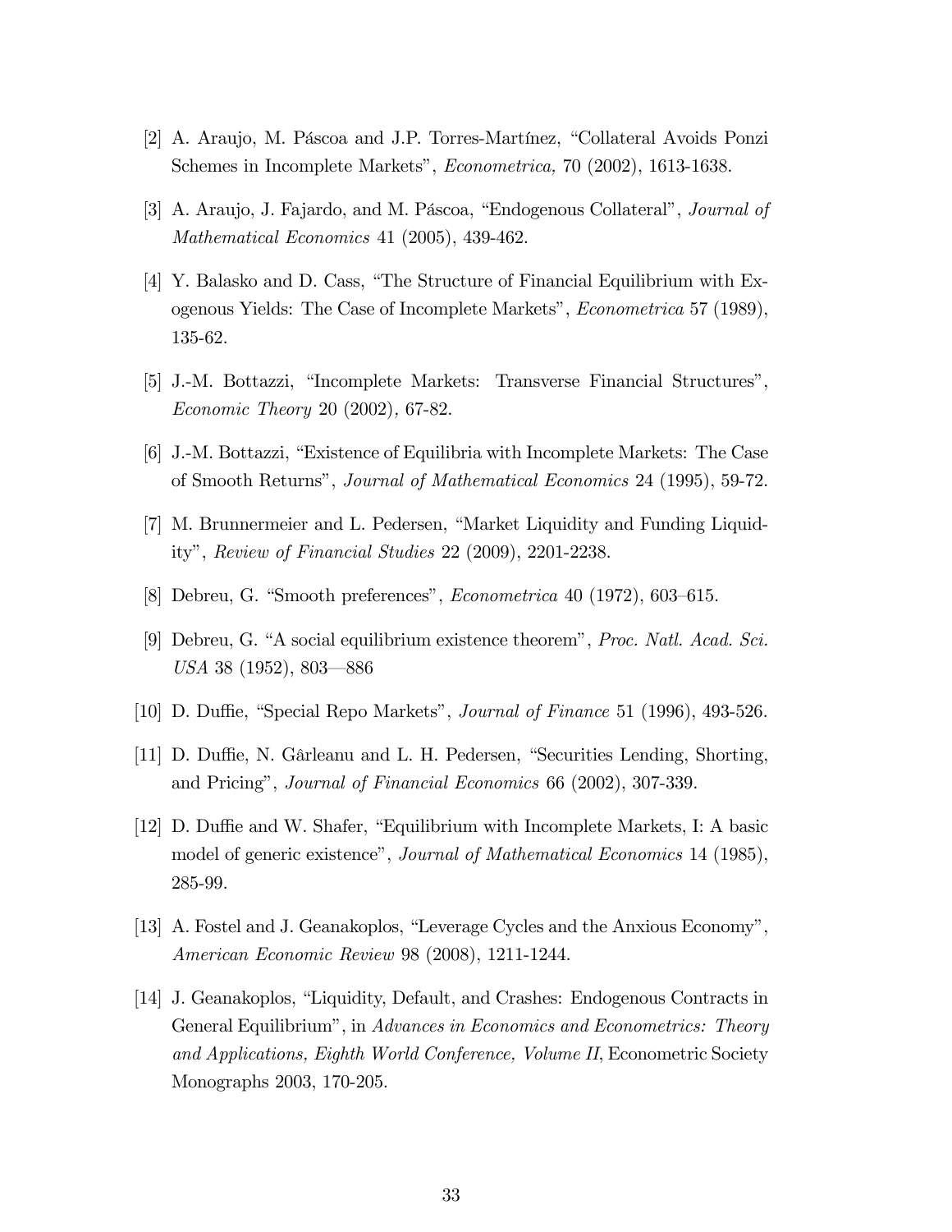[2] A. Araujo, M. Páscoa and J.P. Torres-Martínez, "Collateral Avoids Ponzi Schemes in Incomplete Markets", *Econometrica,* 70 (2002), 1613-1638.

[3] A. Araujo, J. Fajardo, and M. Páscoa, "Endogenous Collateral", *Journal of Mathematical Economics* 41 (2005), 439-462.

[4] Y. Balasko and D. Cass, "The Structure of Financial Equilibrium with Exogenous Yields: The Case of Incomplete Markets", *Econometrica* 57 (1989), 135-62.

[5] J.-M. Bottazzi, "Incomplete Markets: Transverse Financial Structures", *Economic Theory* 20 (2002), 67-82.

[6] J.-M. Bottazzi, "Existence of Equilibria with Incomplete Markets: The Case of Smooth Returns", *Journal of Mathematical Economics* 24 (1995), 59-72.

[7] M. Brunnermeier and L. Pedersen, "Market Liquidity and Funding Liquidity", *Review of Financial Studies* 22 (2009), 2201-2238.

[8] Debreu, G. "Smooth preferences", *Econometrica* 40 (1972), 603–615.

[9] Debreu, G. "A social equilibrium existence theorem", *Proc. Natl. Acad. Sci. USA* 38 (1952), 803—886

[10] D. Duffie, "Special Repo Markets", *Journal of Finance* 51 (1996), 493-526.

[11] D. Duffie, N. Gârleanu and L. H. Pedersen, "Securities Lending, Shorting, and Pricing", *Journal of Financial Economics* 66 (2002), 307-339.

[12] D. Duffie and W. Shafer, "Equilibrium with Incomplete Markets, I: A basic model of generic existence", *Journal of Mathematical Economics* 14 (1985), 285-99.

[13] A. Fostel and J. Geanakoplos, "Leverage Cycles and the Anxious Economy", *American Economic Review* 98 (2008), 1211-1244.

[14] J. Geanakoplos, "Liquidity, Default, and Crashes: Endogenous Contracts in General Equilibrium", in *Advances in Economics and Econometrics: Theory and Applications, Eighth World Conference, Volume II*, Econometric Society Monographs 2003, 170-205.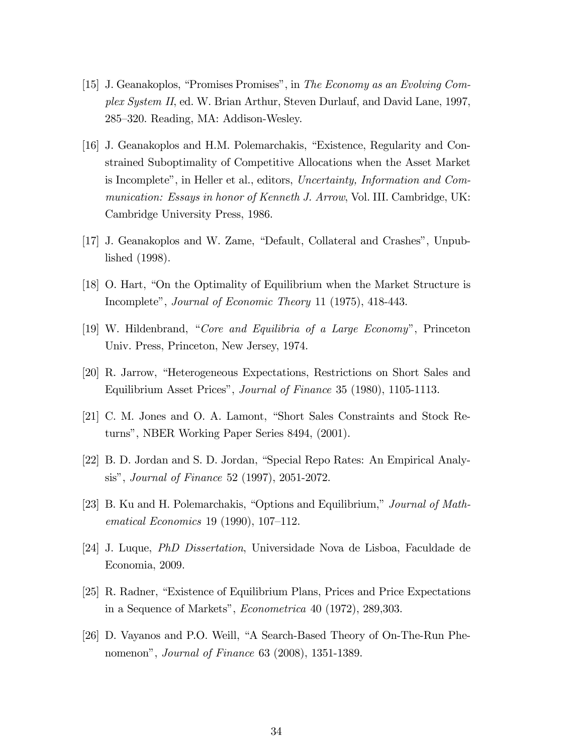[15] J. Geanakoplos, "Promises Promises", in *The Economy as an Evolving Complex System II*, ed. W. Brian Arthur, Steven Durlauf, and David Lane, 1997, 285–320. Reading, MA: Addison-Wesley.

[16] J. Geanakoplos and H.M. Polemarchakis, "Existence, Regularity and Constrained Suboptimality of Competitive Allocations when the Asset Market is Incomplete", in Heller et al., editors, *Uncertainty, Information and Communication: Essays in honor of Kenneth J. Arrow*, Vol. III. Cambridge, UK: Cambridge University Press, 1986.

[17] J. Geanakoplos and W. Zame, "Default, Collateral and Crashes", Unpublished (1998).

[18] O. Hart, "On the Optimality of Equilibrium when the Market Structure is Incomplete", *Journal of Economic Theory* 11 (1975), 418-443.

[19] W. Hildenbrand, "*Core and Equilibria of a Large Economy*", Princeton Univ. Press, Princeton, New Jersey, 1974.

[20] R. Jarrow, "Heterogeneous Expectations, Restrictions on Short Sales and Equilibrium Asset Prices", *Journal of Finance* 35 (1980), 1105-1113.

[21] C. M. Jones and O. A. Lamont, "Short Sales Constraints and Stock Returns", NBER Working Paper Series 8494, (2001).

[22] B. D. Jordan and S. D. Jordan, "Special Repo Rates: An Empirical Analysis", *Journal of Finance* 52 (1997), 2051-2072.

[23] B. Ku and H. Polemarchakis, "Options and Equilibrium," *Journal of Mathematical Economics* 19 (1990), 107–112.

[24] J. Luque, *PhD Dissertation*, Universidade Nova de Lisboa, Faculdade de Economia, 2009.

[25] R. Radner, "Existence of Equilibrium Plans, Prices and Price Expectations in a Sequence of Markets", *Econometrica* 40 (1972), 289,303.

[26] D. Vayanos and P.O. Weill, "A Search-Based Theory of On-The-Run Phenomenon", *Journal of Finance* 63 (2008), 1351-1389.